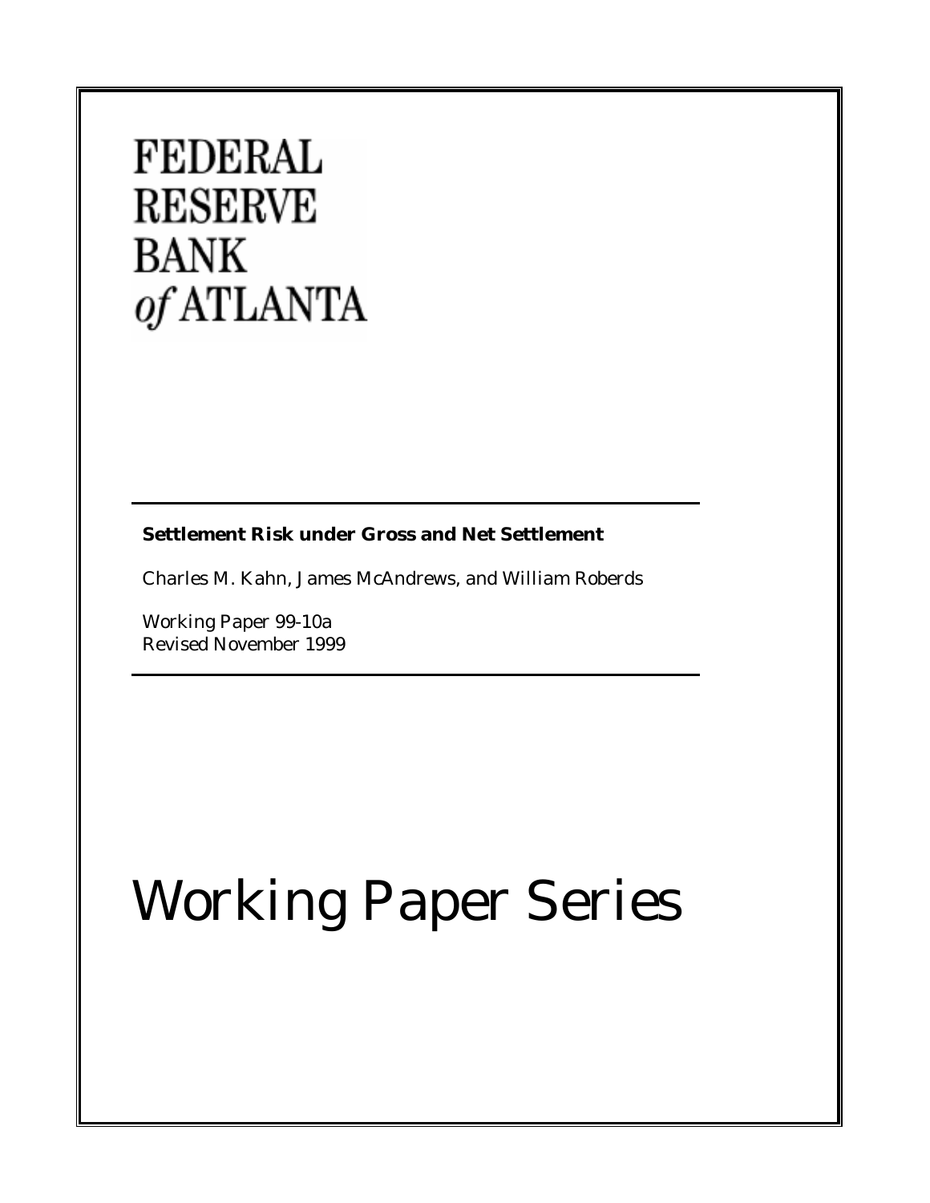# FEDERAL RESERVE BANK *of* ATLANTA

**Settlement Risk under Gross and Net Settlement**

Charles M. Kahn, James McAndrews, and William Roberds

Working Paper 99-10a
Revised November 1999

# Working Paper Series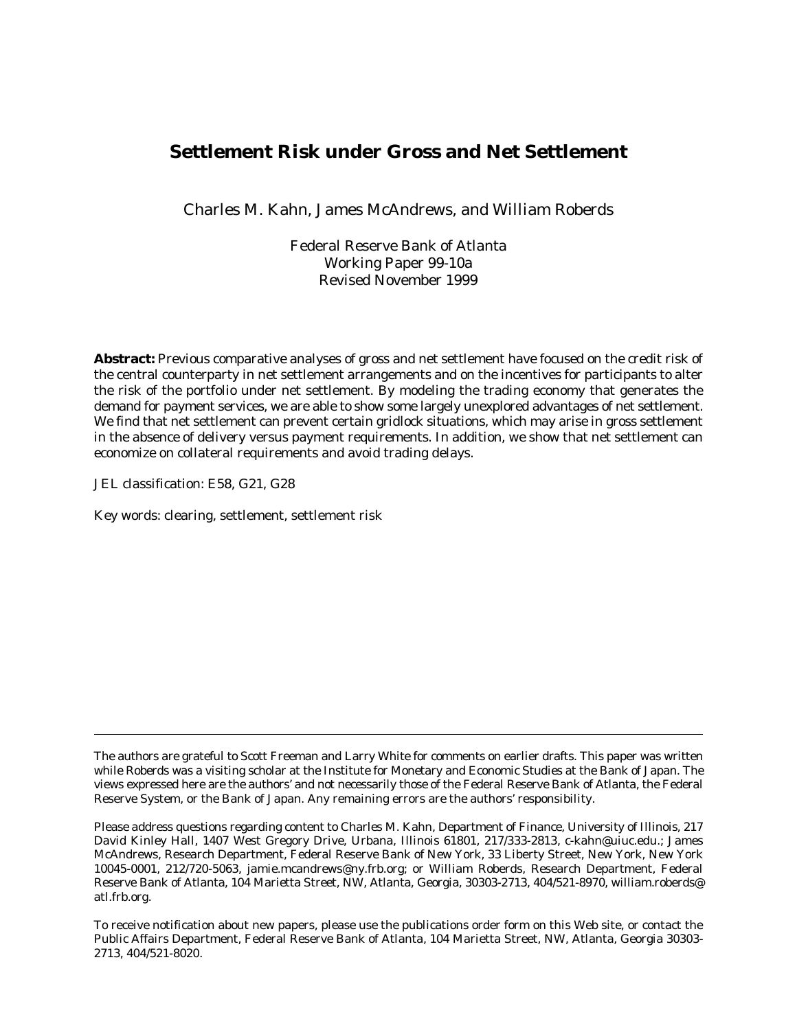# Settlement Risk under Gross and Net Settlement

Charles M. Kahn, James McAndrews, and William Roberds

Federal Reserve Bank of Atlanta
Working Paper 99-10a
Revised November 1999

**Abstract:** Previous comparative analyses of gross and net settlement have focused on the credit risk of the central counterparty in net settlement arrangements and on the incentives for participants to alter the risk of the portfolio under net settlement. By modeling the trading economy that generates the demand for payment services, we are able to show some largely unexplored advantages of net settlement. We find that net settlement can prevent certain gridlock situations, which may arise in gross settlement in the absence of delivery versus payment requirements. In addition, we show that net settlement can economize on collateral requirements and avoid trading delays.

JEL classification: E58, G21, G28

Key words: clearing, settlement, settlement risk

---

The authors are grateful to Scott Freeman and Larry White for comments on earlier drafts. This paper was written while Roberds was a visiting scholar at the Institute for Monetary and Economic Studies at the Bank of Japan. The views expressed here are the authors' and not necessarily those of the Federal Reserve Bank of Atlanta, the Federal Reserve System, or the Bank of Japan. Any remaining errors are the authors' responsibility.

Please address questions regarding content to Charles M. Kahn, Department of Finance, University of Illinois, 217 David Kinley Hall, 1407 West Gregory Drive, Urbana, Illinois 61801, 217/333-2813, c-kahn@uiuc.edu.; James McAndrews, Research Department, Federal Reserve Bank of New York, 33 Liberty Street, New York, New York 10045-0001, 212/720-5063, jamie.mcandrews@ny.frb.org; or William Roberds, Research Department, Federal Reserve Bank of Atlanta, 104 Marietta Street, NW, Atlanta, Georgia, 30303-2713, 404/521-8970, william.roberds@atl.frb.org.

To receive notification about new papers, please use the publications order form on this Web site, or contact the Public Affairs Department, Federal Reserve Bank of Atlanta, 104 Marietta Street, NW, Atlanta, Georgia 30303-2713, 404/521-8020.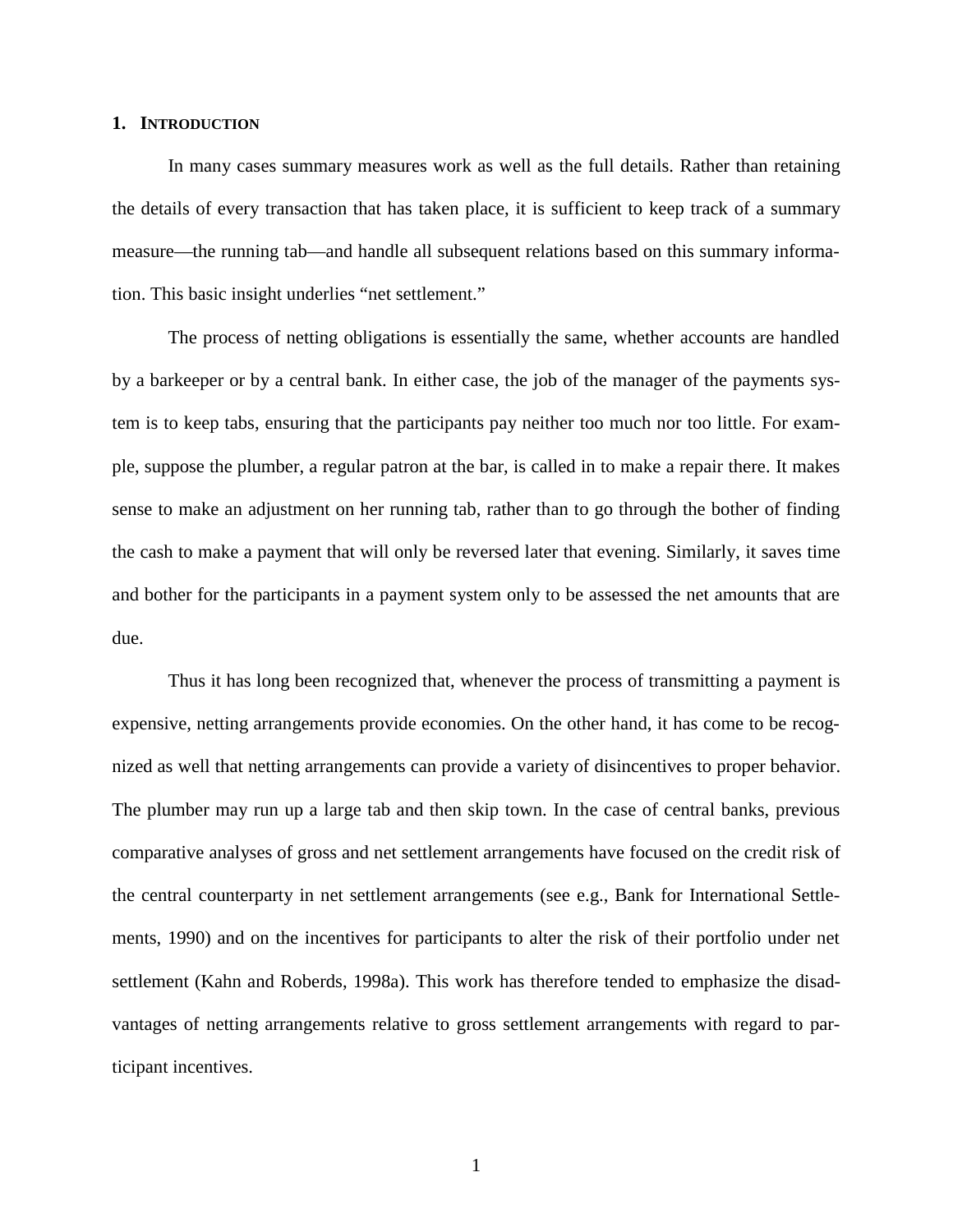## 1. INTRODUCTION

In many cases summary measures work as well as the full details. Rather than retaining the details of every transaction that has taken place, it is sufficient to keep track of a summary measure—the running tab—and handle all subsequent relations based on this summary information. This basic insight underlies "net settlement."

The process of netting obligations is essentially the same, whether accounts are handled by a barkeeper or by a central bank. In either case, the job of the manager of the payments system is to keep tabs, ensuring that the participants pay neither too much nor too little. For example, suppose the plumber, a regular patron at the bar, is called in to make a repair there. It makes sense to make an adjustment on her running tab, rather than to go through the bother of finding the cash to make a payment that will only be reversed later that evening. Similarly, it saves time and bother for the participants in a payment system only to be assessed the net amounts that are due.

Thus it has long been recognized that, whenever the process of transmitting a payment is expensive, netting arrangements provide economies. On the other hand, it has come to be recognized as well that netting arrangements can provide a variety of disincentives to proper behavior. The plumber may run up a large tab and then skip town. In the case of central banks, previous comparative analyses of gross and net settlement arrangements have focused on the credit risk of the central counterparty in net settlement arrangements (see e.g., Bank for International Settlements, 1990) and on the incentives for participants to alter the risk of their portfolio under net settlement (Kahn and Roberds, 1998a). This work has therefore tended to emphasize the disadvantages of netting arrangements relative to gross settlement arrangements with regard to participant incentives.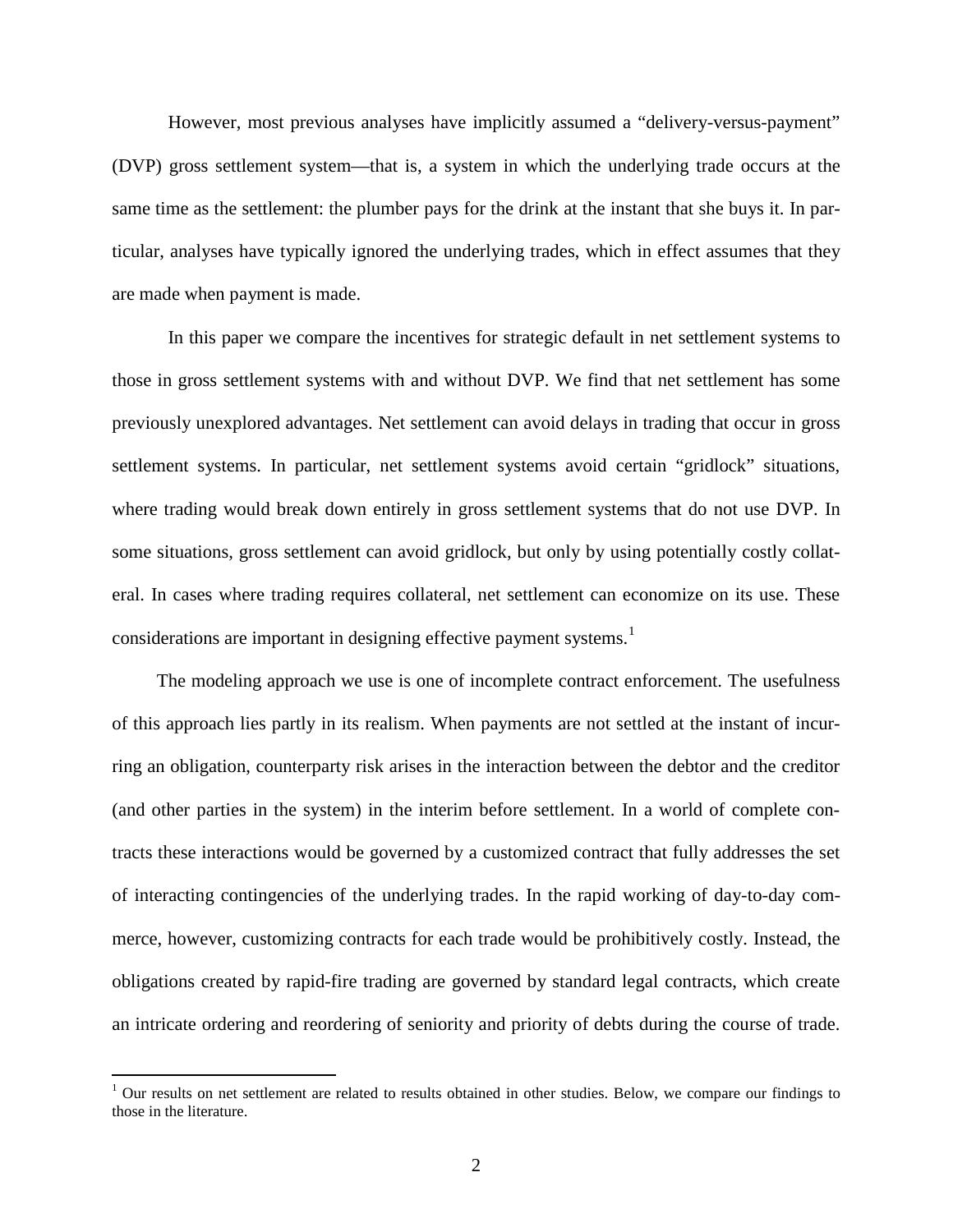However, most previous analyses have implicitly assumed a "delivery-versus-payment" (DVP) gross settlement system—that is, a system in which the underlying trade occurs at the same time as the settlement: the plumber pays for the drink at the instant that she buys it. In particular, analyses have typically ignored the underlying trades, which in effect assumes that they are made when payment is made.

In this paper we compare the incentives for strategic default in net settlement systems to those in gross settlement systems with and without DVP. We find that net settlement has some previously unexplored advantages. Net settlement can avoid delays in trading that occur in gross settlement systems. In particular, net settlement systems avoid certain "gridlock" situations, where trading would break down entirely in gross settlement systems that do not use DVP. In some situations, gross settlement can avoid gridlock, but only by using potentially costly collateral. In cases where trading requires collateral, net settlement can economize on its use. These considerations are important in designing effective payment systems.[1]

The modeling approach we use is one of incomplete contract enforcement. The usefulness of this approach lies partly in its realism. When payments are not settled at the instant of incurring an obligation, counterparty risk arises in the interaction between the debtor and the creditor (and other parties in the system) in the interim before settlement. In a world of complete contracts these interactions would be governed by a customized contract that fully addresses the set of interacting contingencies of the underlying trades. In the rapid working of day-to-day commerce, however, customizing contracts for each trade would be prohibitively costly. Instead, the obligations created by rapid-fire trading are governed by standard legal contracts, which create an intricate ordering and reordering of seniority and priority of debts during the course of trade.

[1] Our results on net settlement are related to results obtained in other studies. Below, we compare our findings to those in the literature.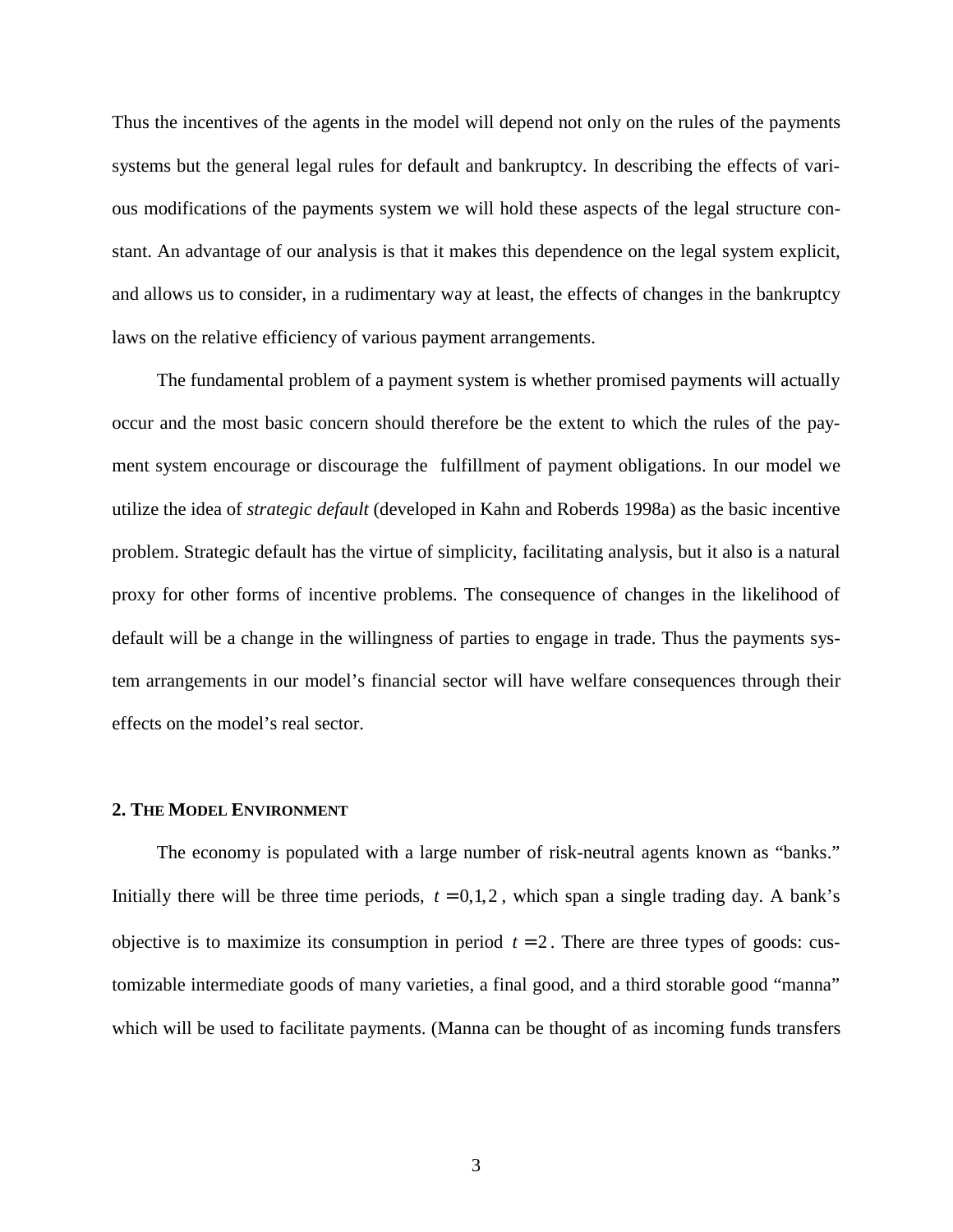Thus the incentives of the agents in the model will depend not only on the rules of the payments systems but the general legal rules for default and bankruptcy. In describing the effects of various modifications of the payments system we will hold these aspects of the legal structure constant. An advantage of our analysis is that it makes this dependence on the legal system explicit, and allows us to consider, in a rudimentary way at least, the effects of changes in the bankruptcy laws on the relative efficiency of various payment arrangements.

The fundamental problem of a payment system is whether promised payments will actually occur and the most basic concern should therefore be the extent to which the rules of the payment system encourage or discourage the fulfillment of payment obligations. In our model we utilize the idea of *strategic default* (developed in Kahn and Roberds 1998a) as the basic incentive problem. Strategic default has the virtue of simplicity, facilitating analysis, but it also is a natural proxy for other forms of incentive problems. The consequence of changes in the likelihood of default will be a change in the willingness of parties to engage in trade. Thus the payments system arrangements in our model's financial sector will have welfare consequences through their effects on the model's real sector.

## 2. The Model Environment

The economy is populated with a large number of risk-neutral agents known as "banks." Initially there will be three time periods, $t = 0,1,2$, which span a single trading day. A bank's objective is to maximize its consumption in period $t = 2$. There are three types of goods: customizable intermediate goods of many varieties, a final good, and a third storable good "manna" which will be used to facilitate payments. (Manna can be thought of as incoming funds transfers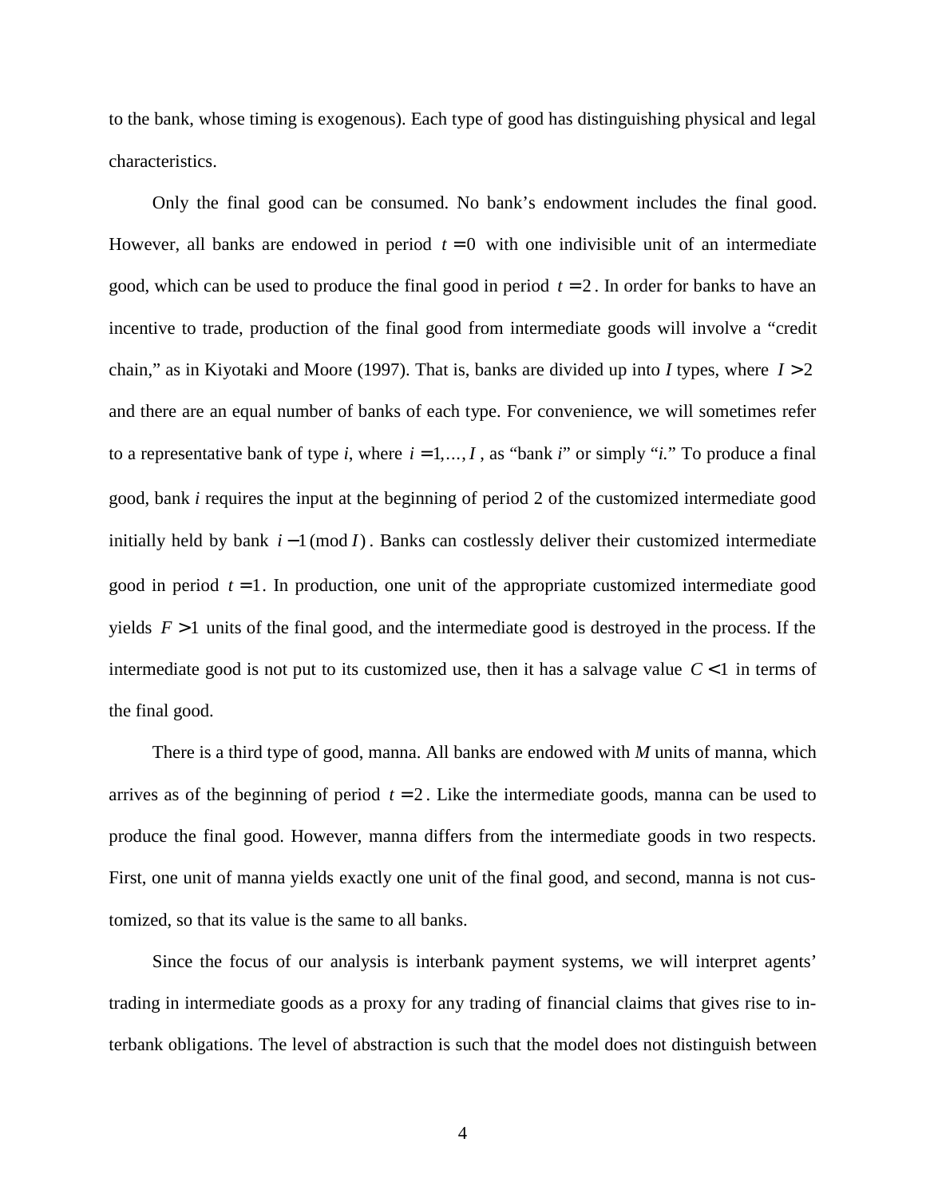to the bank, whose timing is exogenous). Each type of good has distinguishing physical and legal characteristics.

Only the final good can be consumed. No bank's endowment includes the final good. However, all banks are endowed in period $t = 0$ with one indivisible unit of an intermediate good, which can be used to produce the final good in period $t = 2$. In order for banks to have an incentive to trade, production of the final good from intermediate goods will involve a "credit chain," as in Kiyotaki and Moore (1997). That is, banks are divided up into *I* types, where $I > 2$ and there are an equal number of banks of each type. For convenience, we will sometimes refer to a representative bank of type *i*, where $i = 1, \ldots, I$, as "bank *i*" or simply "*i*." To produce a final good, bank *i* requires the input at the beginning of period 2 of the customized intermediate good initially held by bank $i - 1 \, (\text{mod}\, I)$. Banks can costlessly deliver their customized intermediate good in period $t = 1$. In production, one unit of the appropriate customized intermediate good yields $F > 1$ units of the final good, and the intermediate good is destroyed in the process. If the intermediate good is not put to its customized use, then it has a salvage value $C < 1$ in terms of the final good.

There is a third type of good, manna. All banks are endowed with *M* units of manna, which arrives as of the beginning of period $t = 2$. Like the intermediate goods, manna can be used to produce the final good. However, manna differs from the intermediate goods in two respects. First, one unit of manna yields exactly one unit of the final good, and second, manna is not customized, so that its value is the same to all banks.

Since the focus of our analysis is interbank payment systems, we will interpret agents' trading in intermediate goods as a proxy for any trading of financial claims that gives rise to interbank obligations. The level of abstraction is such that the model does not distinguish between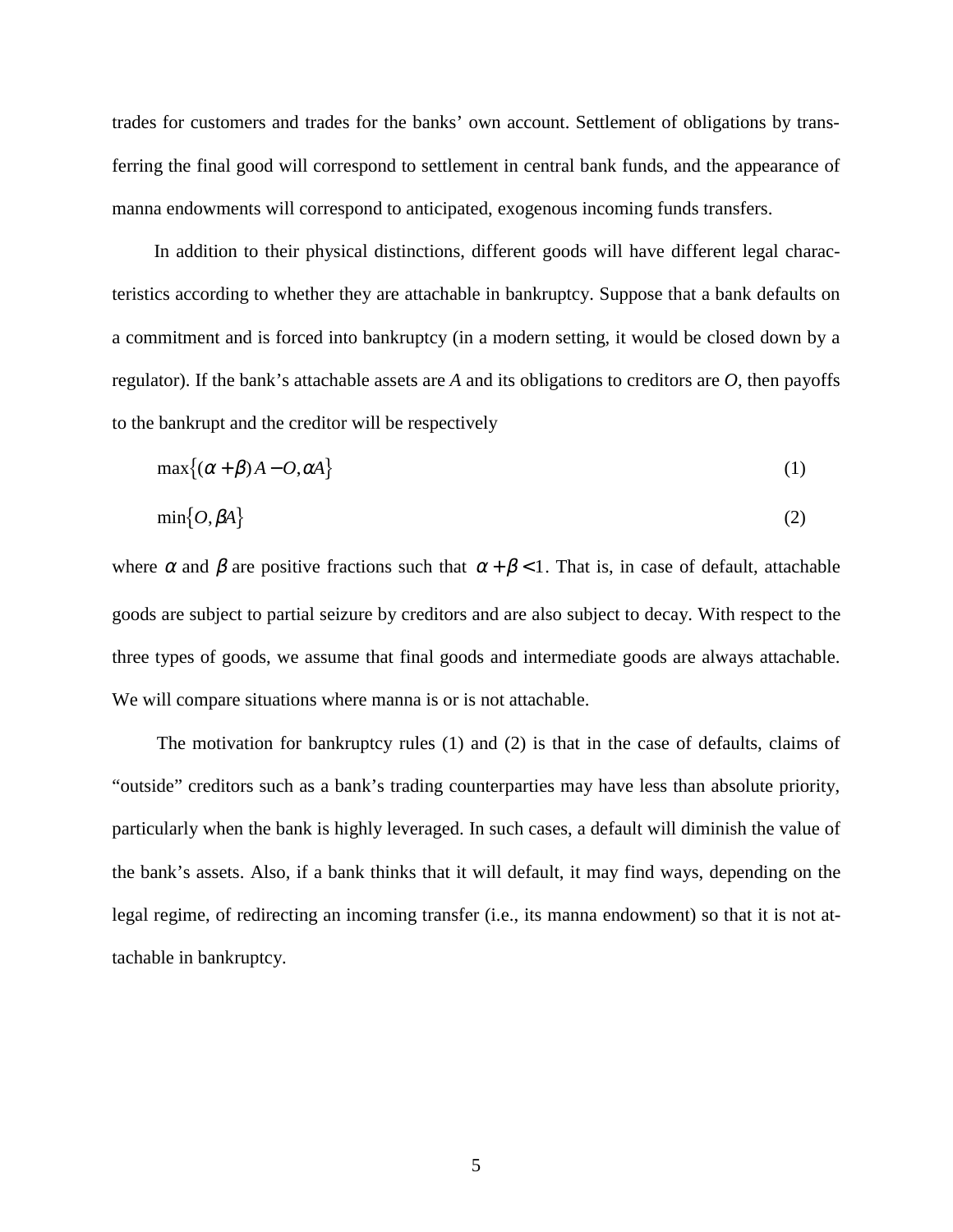trades for customers and trades for the banks' own account. Settlement of obligations by transferring the final good will correspond to settlement in central bank funds, and the appearance of manna endowments will correspond to anticipated, exogenous incoming funds transfers.

In addition to their physical distinctions, different goods will have different legal characteristics according to whether they are attachable in bankruptcy. Suppose that a bank defaults on a commitment and is forced into bankruptcy (in a modern setting, it would be closed down by a regulator). If the bank's attachable assets are $A$ and its obligations to creditors are $O$, then payoffs to the bankrupt and the creditor will be respectively

$$\max\{(\alpha+\beta)A-O,\alpha A\} \tag{1}$$

$$\min\{O,\beta A\} \tag{2}$$

where $\alpha$ and $\beta$ are positive fractions such that $\alpha+\beta<1$. That is, in case of default, attachable goods are subject to partial seizure by creditors and are also subject to decay. With respect to the three types of goods, we assume that final goods and intermediate goods are always attachable. We will compare situations where manna is or is not attachable.

The motivation for bankruptcy rules (1) and (2) is that in the case of defaults, claims of "outside" creditors such as a bank's trading counterparties may have less than absolute priority, particularly when the bank is highly leveraged. In such cases, a default will diminish the value of the bank's assets. Also, if a bank thinks that it will default, it may find ways, depending on the legal regime, of redirecting an incoming transfer (i.e., its manna endowment) so that it is not attachable in bankruptcy.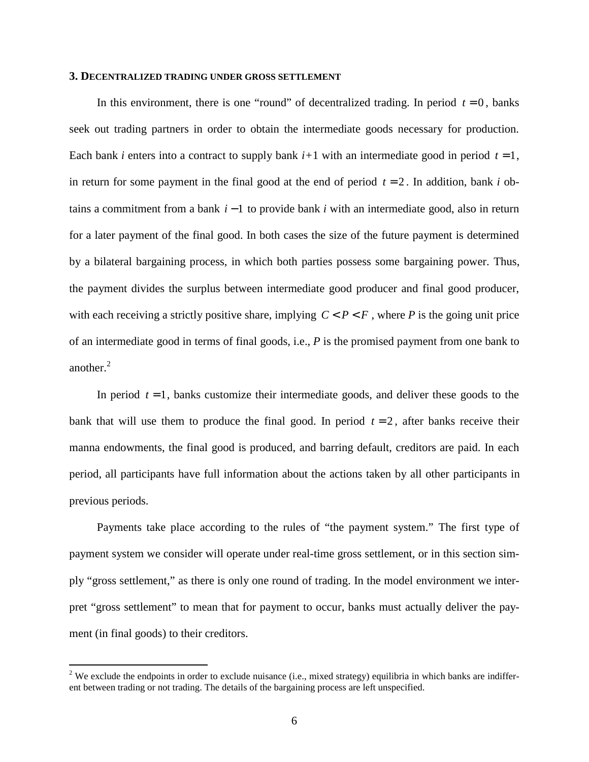### 3. Decentralized trading under gross settlement

In this environment, there is one "round" of decentralized trading. In period $t = 0$, banks seek out trading partners in order to obtain the intermediate goods necessary for production. Each bank $i$ enters into a contract to supply bank $i+1$ with an intermediate good in period $t = 1$, in return for some payment in the final good at the end of period $t = 2$. In addition, bank $i$ obtains a commitment from a bank $i-1$ to provide bank $i$ with an intermediate good, also in return for a later payment of the final good. In both cases the size of the future payment is determined by a bilateral bargaining process, in which both parties possess some bargaining power. Thus, the payment divides the surplus between intermediate good producer and final good producer, with each receiving a strictly positive share, implying $C < P < F$, where $P$ is the going unit price of an intermediate good in terms of final goods, i.e., $P$ is the promised payment from one bank to another.[2]

In period $t = 1$, banks customize their intermediate goods, and deliver these goods to the bank that will use them to produce the final good. In period $t = 2$, after banks receive their manna endowments, the final good is produced, and barring default, creditors are paid. In each period, all participants have full information about the actions taken by all other participants in previous periods.

Payments take place according to the rules of "the payment system." The first type of payment system we consider will operate under real-time gross settlement, or in this section simply "gross settlement," as there is only one round of trading. In the model environment we interpret "gross settlement" to mean that for payment to occur, banks must actually deliver the payment (in final goods) to their creditors.

[2] We exclude the endpoints in order to exclude nuisance (i.e., mixed strategy) equilibria in which banks are indifferent between trading or not trading. The details of the bargaining process are left unspecified.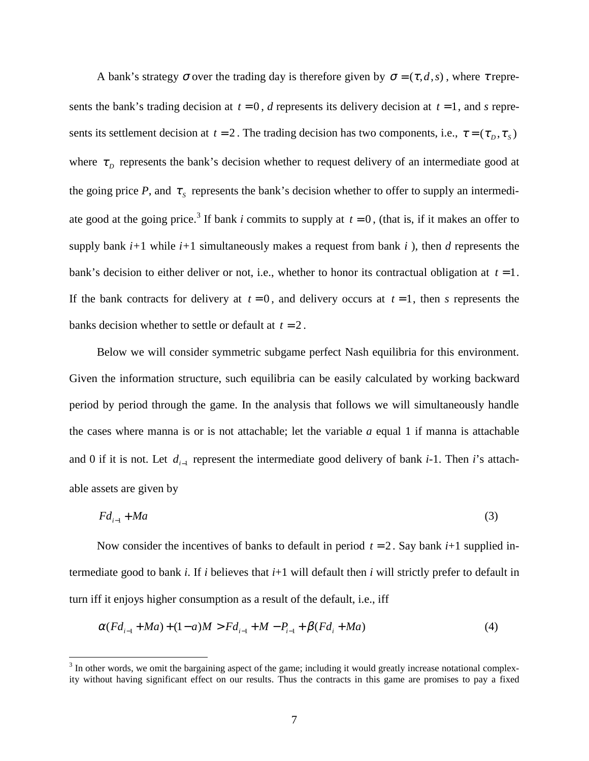A bank's strategy $\sigma$ over the trading day is therefore given by $\sigma = (\tau, d, s)$, where $\tau$ represents the bank's trading decision at $t = 0$, *d* represents its delivery decision at $t = 1$, and *s* represents its settlement decision at $t = 2$. The trading decision has two components, i.e., $\tau = (\tau_D, \tau_S)$ where $\tau_D$ represents the bank's decision whether to request delivery of an intermediate good at the going price *P*, and $\tau_S$ represents the bank's decision whether to offer to supply an intermediate good at the going price.[3] If bank *i* commits to supply at $t = 0$, (that is, if it makes an offer to supply bank *i*+1 while *i*+1 simultaneously makes a request from bank *i* ), then *d* represents the bank's decision to either deliver or not, i.e., whether to honor its contractual obligation at $t = 1$. If the bank contracts for delivery at $t = 0$, and delivery occurs at $t = 1$, then *s* represents the banks decision whether to settle or default at $t = 2$.

Below we will consider symmetric subgame perfect Nash equilibria for this environment. Given the information structure, such equilibria can be easily calculated by working backward period by period through the game. In the analysis that follows we will simultaneously handle the cases where manna is or is not attachable; let the variable *a* equal 1 if manna is attachable and 0 if it is not. Let $d_{i-1}$ represent the intermediate good delivery of bank *i*-1. Then *i*'s attachable assets are given by

$$Fd_{i-1} + Ma \tag{3}$$

Now consider the incentives of banks to default in period $t = 2$. Say bank *i*+1 supplied intermediate good to bank *i*. If *i* believes that *i*+1 will default then *i* will strictly prefer to default in turn iff it enjoys higher consumption as a result of the default, i.e., iff

$$\alpha(Fd_{i-1} + Ma) + (1-a)M > Fd_{i-1} + M - P_{i-1} + \beta(Fd_i + Ma) \tag{4}$$

[3] In other words, we omit the bargaining aspect of the game; including it would greatly increase notational complexity without having significant effect on our results. Thus the contracts in this game are promises to pay a fixed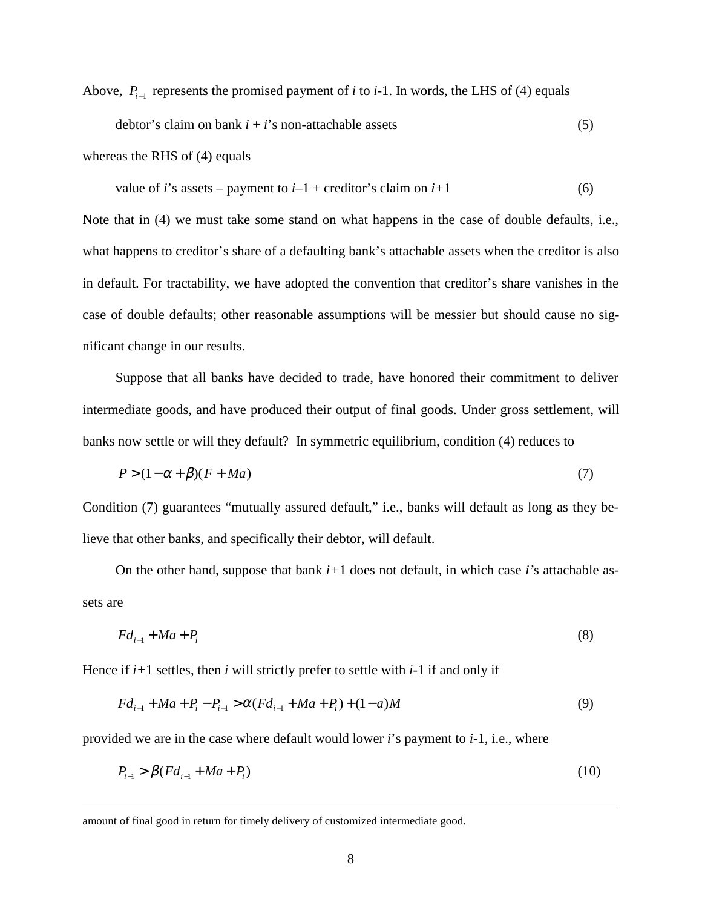Above, $P_{i-1}$ represents the promised payment of *i* to *i*-1. In words, the LHS of (4) equals

$$\text{debtor's claim on bank } i + i\text{'s non-attachable assets} \tag{5}$$

whereas the RHS of (4) equals

$$\text{value of } i\text{'s assets} - \text{payment to } i\text{–}1 + \text{creditor's claim on } i\text{+}1 \tag{6}$$

Note that in (4) we must take some stand on what happens in the case of double defaults, i.e., what happens to creditor's share of a defaulting bank's attachable assets when the creditor is also in default. For tractability, we have adopted the convention that creditor's share vanishes in the case of double defaults; other reasonable assumptions will be messier but should cause no significant change in our results.

Suppose that all banks have decided to trade, have honored their commitment to deliver intermediate goods, and have produced their output of final goods. Under gross settlement, will banks now settle or will they default? In symmetric equilibrium, condition (4) reduces to

$$P > (1-\alpha+\beta)(F+Ma) \tag{7}$$

Condition (7) guarantees "mutually assured default," i.e., banks will default as long as they believe that other banks, and specifically their debtor, will default.

On the other hand, suppose that bank *i+*1 does not default, in which case *i'*s attachable assets are

$$Fd_{i-1} + Ma + P_i \tag{8}$$

Hence if *i+*1 settles, then *i* will strictly prefer to settle with *i*-1 if and only if

$$Fd_{i-1} + Ma + P_i - P_{i-1} > \alpha(Fd_{i-1} + Ma + P_i) + (1-a)M \tag{9}$$

provided we are in the case where default would lower *i*'s payment to *i*-1, i.e., where

$$P_{i-1} > \beta(Fd_{i-1} + Ma + P_i) \tag{10}$$

amount of final good in return for timely delivery of customized intermediate good.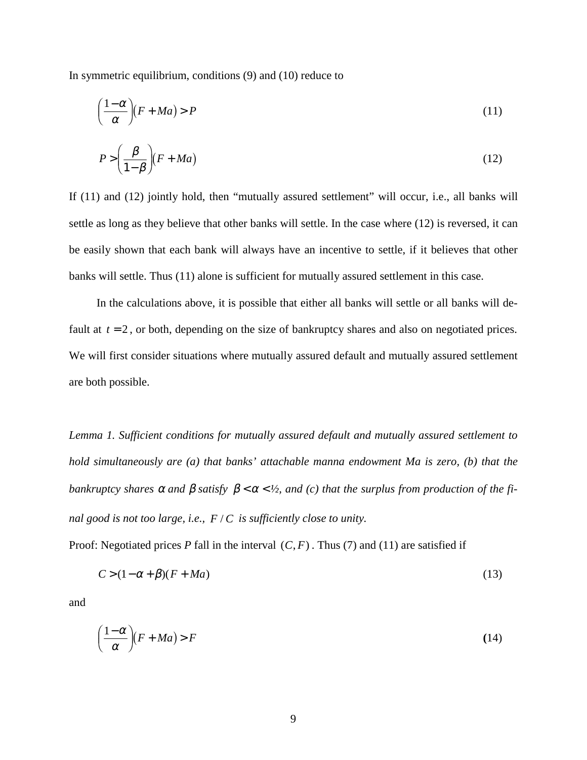In symmetric equilibrium, conditions (9) and (10) reduce to

$$\left(\frac{1-\alpha}{\alpha}\right)(F+Ma) > P \tag{11}$$

$$P > \left(\frac{\beta}{1-\beta}\right)(F+Ma) \tag{12}$$

If (11) and (12) jointly hold, then "mutually assured settlement" will occur, i.e., all banks will settle as long as they believe that other banks will settle. In the case where (12) is reversed, it can be easily shown that each bank will always have an incentive to settle, if it believes that other banks will settle. Thus (11) alone is sufficient for mutually assured settlement in this case.

In the calculations above, it is possible that either all banks will settle or all banks will default at $t = 2$, or both, depending on the size of bankruptcy shares and also on negotiated prices. We will first consider situations where mutually assured default and mutually assured settlement are both possible.

*Lemma 1. Sufficient conditions for mutually assured default and mutually assured settlement to hold simultaneously are (a) that banks' attachable manna endowment Ma is zero, (b) that the bankruptcy shares $\alpha$ and $\beta$ satisfy $\beta < \alpha <$ ½, and (c) that the surplus from production of the final good is not too large, i.e., $F/C$ is sufficiently close to unity.*

Proof: Negotiated prices *P* fall in the interval $(C, F)$. Thus (7) and (11) are satisfied if

$$C > (1-\alpha+\beta)(F+Ma) \tag{13}$$

and

$$\left(\frac{1-\alpha}{\alpha}\right)(F+Ma) > F \tag{14}$$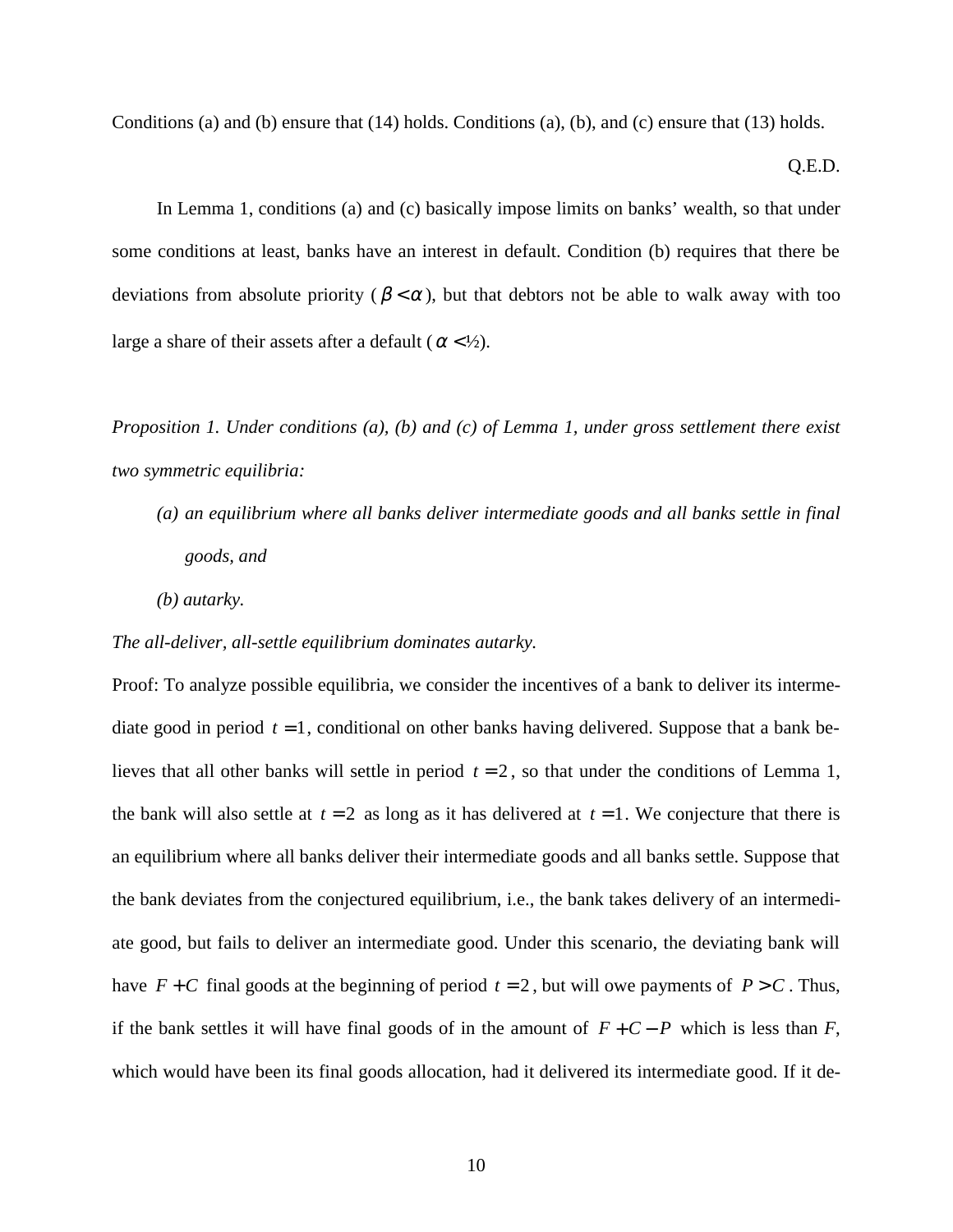Conditions (a) and (b) ensure that (14) holds. Conditions (a), (b), and (c) ensure that (13) holds.

Q.E.D.

In Lemma 1, conditions (a) and (c) basically impose limits on banks' wealth, so that under some conditions at least, banks have an interest in default. Condition (b) requires that there be deviations from absolute priority ($\beta < \alpha$), but that debtors not be able to walk away with too large a share of their assets after a default ($\alpha <$ ½).

*Proposition 1. Under conditions (a), (b) and (c) of Lemma 1, under gross settlement there exist two symmetric equilibria:*

*(a) an equilibrium where all banks deliver intermediate goods and all banks settle in final goods, and*

*(b) autarky.*

*The all-deliver, all-settle equilibrium dominates autarky.*

Proof: To analyze possible equilibria, we consider the incentives of a bank to deliver its intermediate good in period $t = 1$, conditional on other banks having delivered. Suppose that a bank believes that all other banks will settle in period $t = 2$, so that under the conditions of Lemma 1, the bank will also settle at $t = 2$ as long as it has delivered at $t = 1$. We conjecture that there is an equilibrium where all banks deliver their intermediate goods and all banks settle. Suppose that the bank deviates from the conjectured equilibrium, i.e., the bank takes delivery of an intermediate good, but fails to deliver an intermediate good. Under this scenario, the deviating bank will have $F + C$ final goods at the beginning of period $t = 2$, but will owe payments of $P > C$. Thus, if the bank settles it will have final goods of in the amount of $F + C - P$ which is less than $F$, which would have been its final goods allocation, had it delivered its intermediate good. If it de-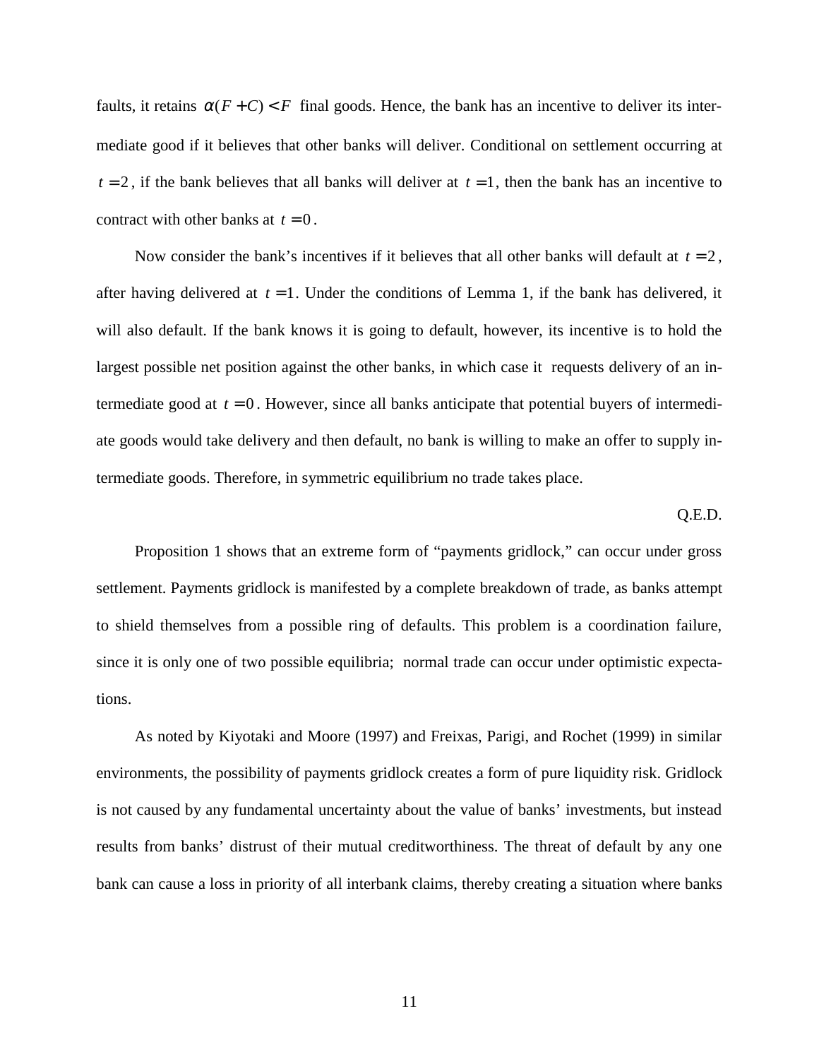faults, it retains $\alpha(F + C) < F$ final goods. Hence, the bank has an incentive to deliver its intermediate good if it believes that other banks will deliver. Conditional on settlement occurring at $t = 2$, if the bank believes that all banks will deliver at $t = 1$, then the bank has an incentive to contract with other banks at $t = 0$.

Now consider the bank's incentives if it believes that all other banks will default at $t = 2$, after having delivered at $t = 1$. Under the conditions of Lemma 1, if the bank has delivered, it will also default. If the bank knows it is going to default, however, its incentive is to hold the largest possible net position against the other banks, in which case it requests delivery of an intermediate good at $t = 0$. However, since all banks anticipate that potential buyers of intermediate goods would take delivery and then default, no bank is willing to make an offer to supply intermediate goods. Therefore, in symmetric equilibrium no trade takes place.

Q.E.D.

Proposition 1 shows that an extreme form of "payments gridlock," can occur under gross settlement. Payments gridlock is manifested by a complete breakdown of trade, as banks attempt to shield themselves from a possible ring of defaults. This problem is a coordination failure, since it is only one of two possible equilibria; normal trade can occur under optimistic expectations.

As noted by Kiyotaki and Moore (1997) and Freixas, Parigi, and Rochet (1999) in similar environments, the possibility of payments gridlock creates a form of pure liquidity risk. Gridlock is not caused by any fundamental uncertainty about the value of banks' investments, but instead results from banks' distrust of their mutual creditworthiness. The threat of default by any one bank can cause a loss in priority of all interbank claims, thereby creating a situation where banks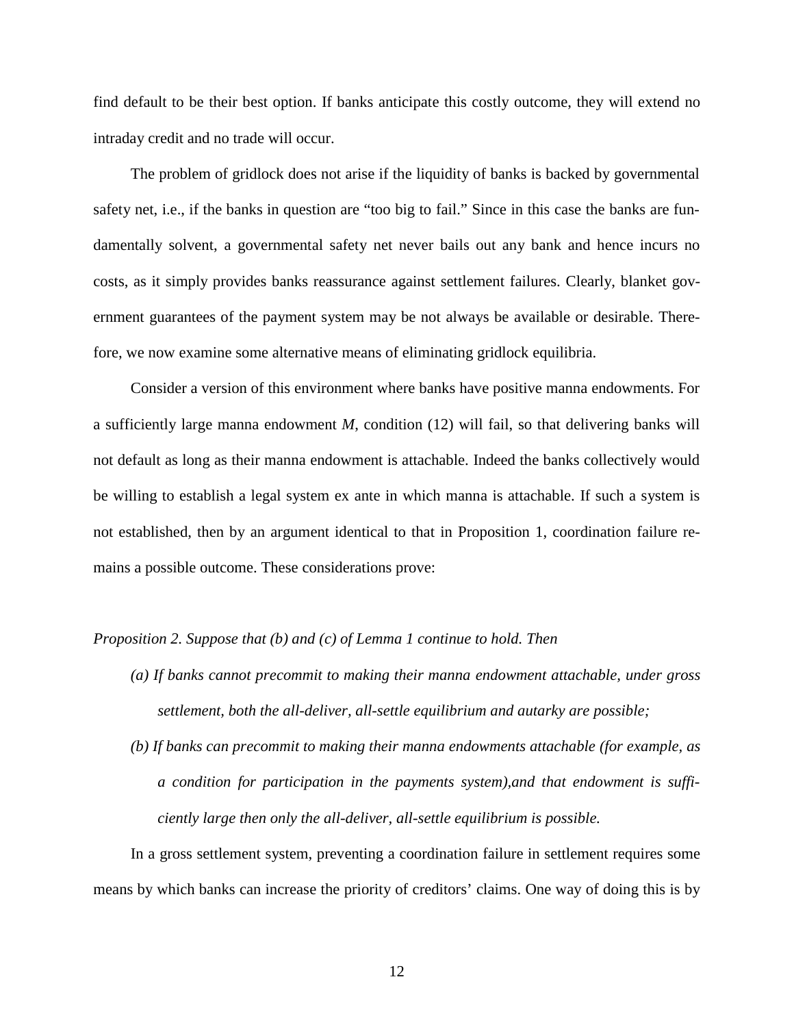find default to be their best option. If banks anticipate this costly outcome, they will extend no intraday credit and no trade will occur.

The problem of gridlock does not arise if the liquidity of banks is backed by governmental safety net, i.e., if the banks in question are "too big to fail." Since in this case the banks are fundamentally solvent, a governmental safety net never bails out any bank and hence incurs no costs, as it simply provides banks reassurance against settlement failures. Clearly, blanket government guarantees of the payment system may be not always be available or desirable. Therefore, we now examine some alternative means of eliminating gridlock equilibria.

Consider a version of this environment where banks have positive manna endowments. For a sufficiently large manna endowment $M$, condition (12) will fail, so that delivering banks will not default as long as their manna endowment is attachable. Indeed the banks collectively would be willing to establish a legal system ex ante in which manna is attachable. If such a system is not established, then by an argument identical to that in Proposition 1, coordination failure remains a possible outcome. These considerations prove:

*Proposition 2. Suppose that (b) and (c) of Lemma 1 continue to hold. Then*

- *(a) If banks cannot precommit to making their manna endowment attachable, under gross settlement, both the all-deliver, all-settle equilibrium and autarky are possible;*
- *(b) If banks can precommit to making their manna endowments attachable (for example, as a condition for participation in the payments system),and that endowment is sufficiently large then only the all-deliver, all-settle equilibrium is possible.*

In a gross settlement system, preventing a coordination failure in settlement requires some means by which banks can increase the priority of creditors' claims. One way of doing this is by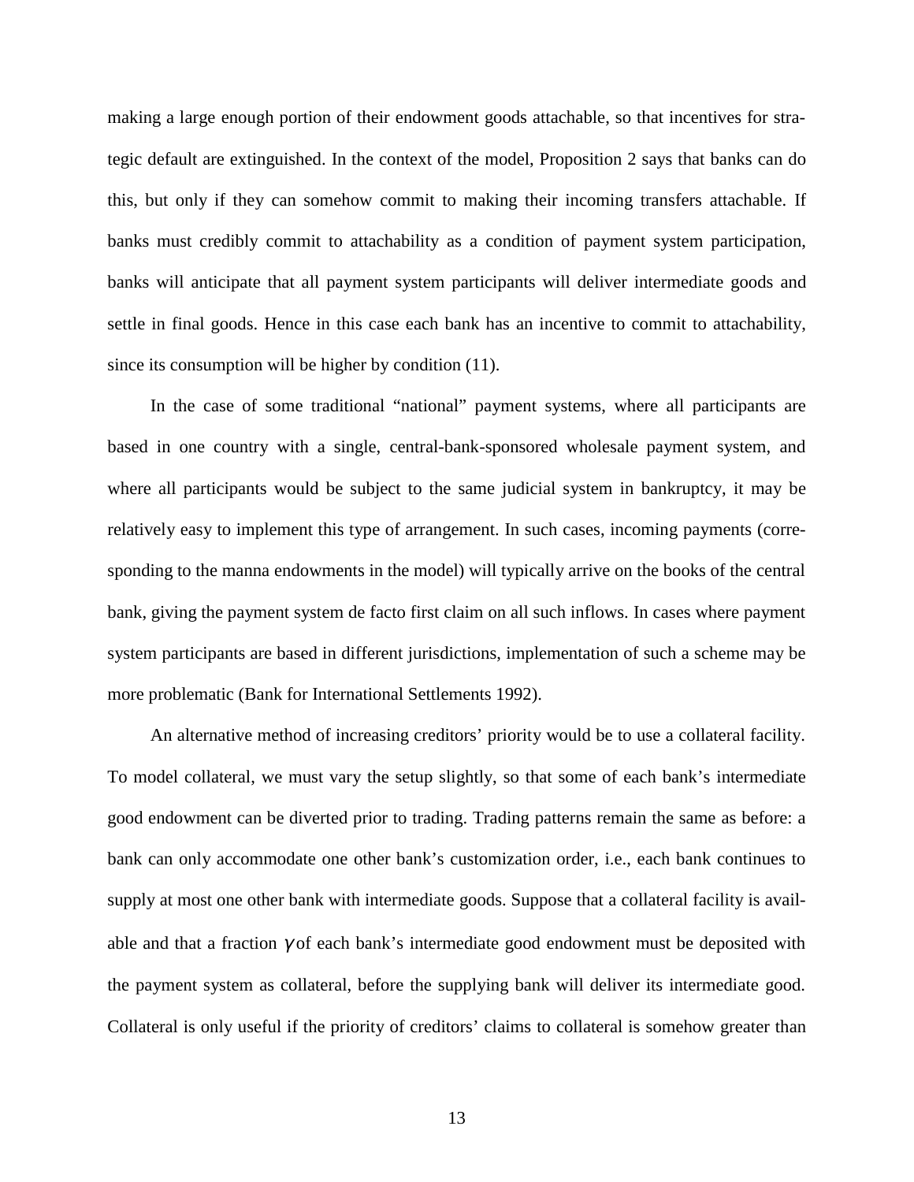making a large enough portion of their endowment goods attachable, so that incentives for strategic default are extinguished. In the context of the model, Proposition 2 says that banks can do this, but only if they can somehow commit to making their incoming transfers attachable. If banks must credibly commit to attachability as a condition of payment system participation, banks will anticipate that all payment system participants will deliver intermediate goods and settle in final goods. Hence in this case each bank has an incentive to commit to attachability, since its consumption will be higher by condition (11).

In the case of some traditional "national" payment systems, where all participants are based in one country with a single, central-bank-sponsored wholesale payment system, and where all participants would be subject to the same judicial system in bankruptcy, it may be relatively easy to implement this type of arrangement. In such cases, incoming payments (corresponding to the manna endowments in the model) will typically arrive on the books of the central bank, giving the payment system de facto first claim on all such inflows. In cases where payment system participants are based in different jurisdictions, implementation of such a scheme may be more problematic (Bank for International Settlements 1992).

An alternative method of increasing creditors' priority would be to use a collateral facility. To model collateral, we must vary the setup slightly, so that some of each bank's intermediate good endowment can be diverted prior to trading. Trading patterns remain the same as before: a bank can only accommodate one other bank's customization order, i.e., each bank continues to supply at most one other bank with intermediate goods. Suppose that a collateral facility is available and that a fraction $\gamma$ of each bank's intermediate good endowment must be deposited with the payment system as collateral, before the supplying bank will deliver its intermediate good. Collateral is only useful if the priority of creditors' claims to collateral is somehow greater than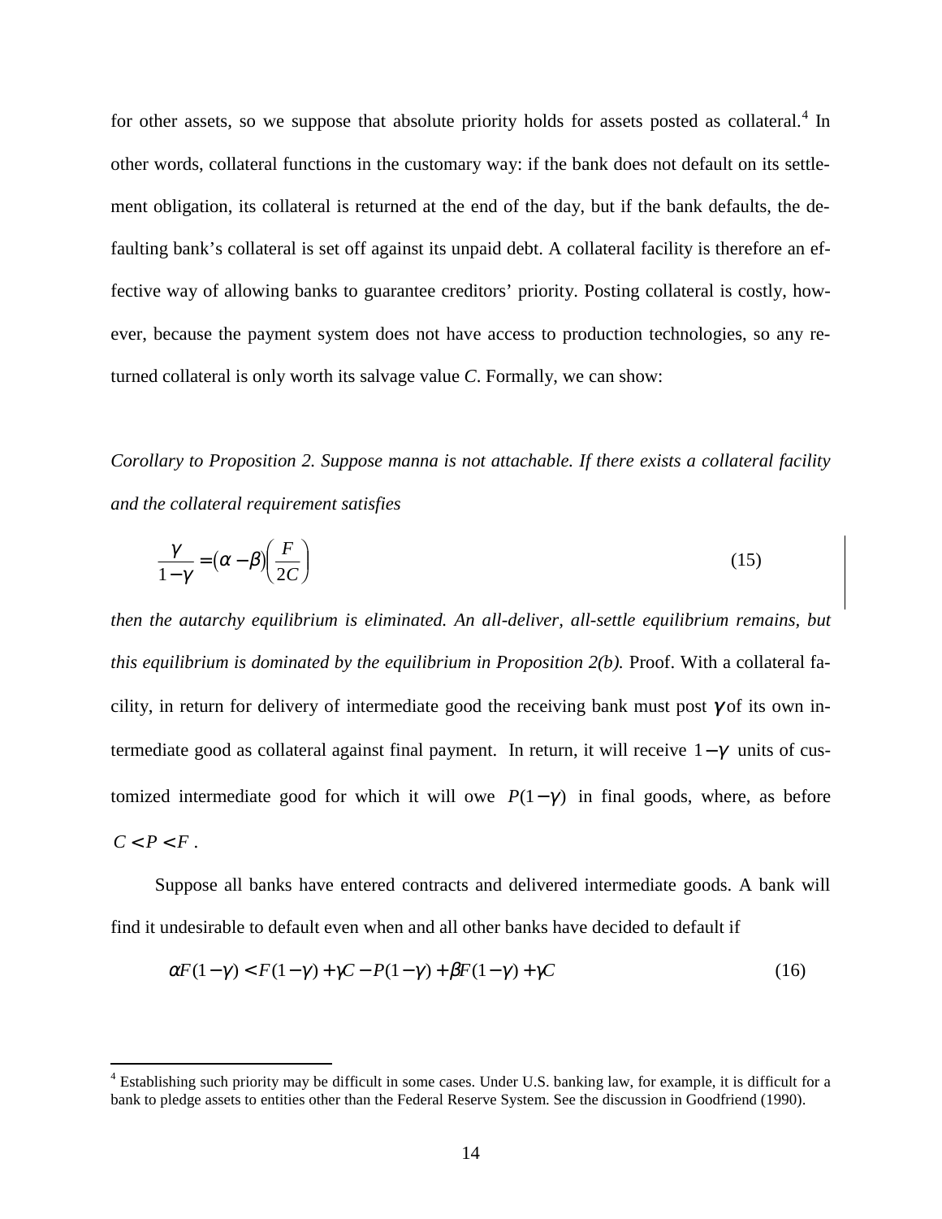for other assets, so we suppose that absolute priority holds for assets posted as collateral.[4] In other words, collateral functions in the customary way: if the bank does not default on its settlement obligation, its collateral is returned at the end of the day, but if the bank defaults, the defaulting bank's collateral is set off against its unpaid debt. A collateral facility is therefore an effective way of allowing banks to guarantee creditors' priority. Posting collateral is costly, however, because the payment system does not have access to production technologies, so any returned collateral is only worth its salvage value $C$. Formally, we can show:

*Corollary to Proposition 2. Suppose manna is not attachable. If there exists a collateral facility and the collateral requirement satisfies*

$$\frac{\gamma}{1-\gamma} = (\alpha - \beta)\left(\frac{F}{2C}\right) \tag{15}$$

*then the autarchy equilibrium is eliminated. An all-deliver, all-settle equilibrium remains, but this equilibrium is dominated by the equilibrium in Proposition 2(b).* Proof. With a collateral facility, in return for delivery of intermediate good the receiving bank must post $\gamma$ of its own intermediate good as collateral against final payment. In return, it will receive $1-\gamma$ units of customized intermediate good for which it will owe $P(1-\gamma)$ in final goods, where, as before $C < P < F$.

Suppose all banks have entered contracts and delivered intermediate goods. A bank will find it undesirable to default even when and all other banks have decided to default if

$$\alpha F(1-\gamma) < F(1-\gamma) + \gamma C - P(1-\gamma) + \beta F(1-\gamma) + \gamma C \tag{16}$$

[4] Establishing such priority may be difficult in some cases. Under U.S. banking law, for example, it is difficult for a bank to pledge assets to entities other than the Federal Reserve System. See the discussion in Goodfriend (1990).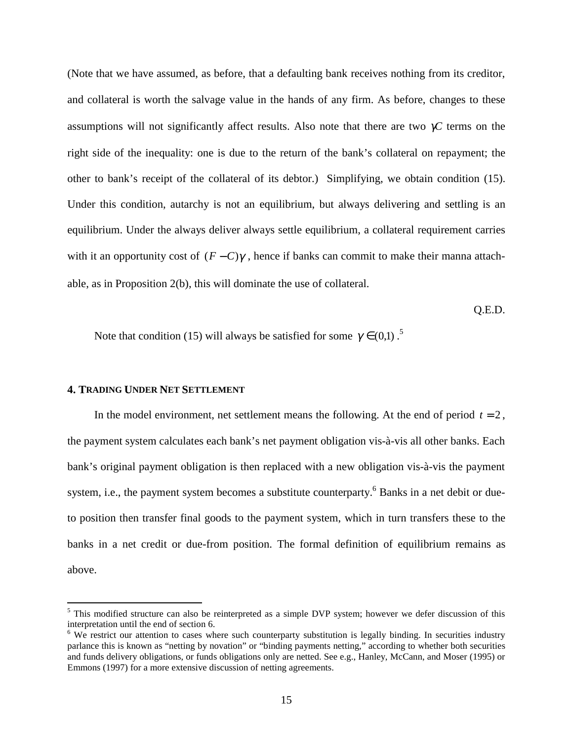(Note that we have assumed, as before, that a defaulting bank receives nothing from its creditor, and collateral is worth the salvage value in the hands of any firm. As before, changes to these assumptions will not significantly affect results. Also note that there are two $\gamma C$ terms on the right side of the inequality: one is due to the return of the bank's collateral on repayment; the other to bank's receipt of the collateral of its debtor.) Simplifying, we obtain condition (15). Under this condition, autarchy is not an equilibrium, but always delivering and settling is an equilibrium. Under the always deliver always settle equilibrium, a collateral requirement carries with it an opportunity cost of $(F - C)\gamma$, hence if banks can commit to make their manna attachable, as in Proposition 2(b), this will dominate the use of collateral.

Q.E.D.

Note that condition (15) will always be satisfied for some $\gamma \in (0,1)$.[5]

## 4. Trading Under Net Settlement

In the model environment, net settlement means the following. At the end of period $t = 2$, the payment system calculates each bank's net payment obligation vis-à-vis all other banks. Each bank's original payment obligation is then replaced with a new obligation vis-à-vis the payment system, i.e., the payment system becomes a substitute counterparty.[6] Banks in a net debit or due-to position then transfer final goods to the payment system, which in turn transfers these to the banks in a net credit or due-from position. The formal definition of equilibrium remains as above.

---

[5] This modified structure can also be reinterpreted as a simple DVP system; however we defer discussion of this interpretation until the end of section 6.

[6] We restrict our attention to cases where such counterparty substitution is legally binding. In securities industry parlance this is known as "netting by novation" or "binding payments netting," according to whether both securities and funds delivery obligations, or funds obligations only are netted. See e.g., Hanley, McCann, and Moser (1995) or Emmons (1997) for a more extensive discussion of netting agreements.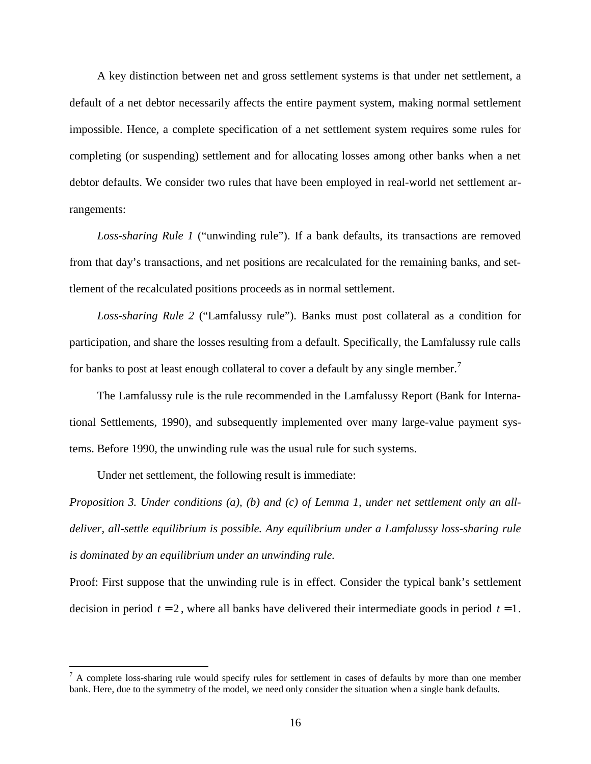A key distinction between net and gross settlement systems is that under net settlement, a default of a net debtor necessarily affects the entire payment system, making normal settlement impossible. Hence, a complete specification of a net settlement system requires some rules for completing (or suspending) settlement and for allocating losses among other banks when a net debtor defaults. We consider two rules that have been employed in real-world net settlement arrangements:

*Loss-sharing Rule 1* ("unwinding rule"). If a bank defaults, its transactions are removed from that day's transactions, and net positions are recalculated for the remaining banks, and settlement of the recalculated positions proceeds as in normal settlement.

*Loss-sharing Rule 2* ("Lamfalussy rule"). Banks must post collateral as a condition for participation, and share the losses resulting from a default. Specifically, the Lamfalussy rule calls for banks to post at least enough collateral to cover a default by any single member.[7]

The Lamfalussy rule is the rule recommended in the Lamfalussy Report (Bank for International Settlements, 1990), and subsequently implemented over many large-value payment systems. Before 1990, the unwinding rule was the usual rule for such systems.

Under net settlement, the following result is immediate:

*Proposition 3. Under conditions (a), (b) and (c) of Lemma 1, under net settlement only an all-deliver, all-settle equilibrium is possible. Any equilibrium under a Lamfalussy loss-sharing rule is dominated by an equilibrium under an unwinding rule.*

Proof: First suppose that the unwinding rule is in effect. Consider the typical bank's settlement decision in period $t = 2$, where all banks have delivered their intermediate goods in period $t = 1$.

[7] A complete loss-sharing rule would specify rules for settlement in cases of defaults by more than one member bank. Here, due to the symmetry of the model, we need only consider the situation when a single bank defaults.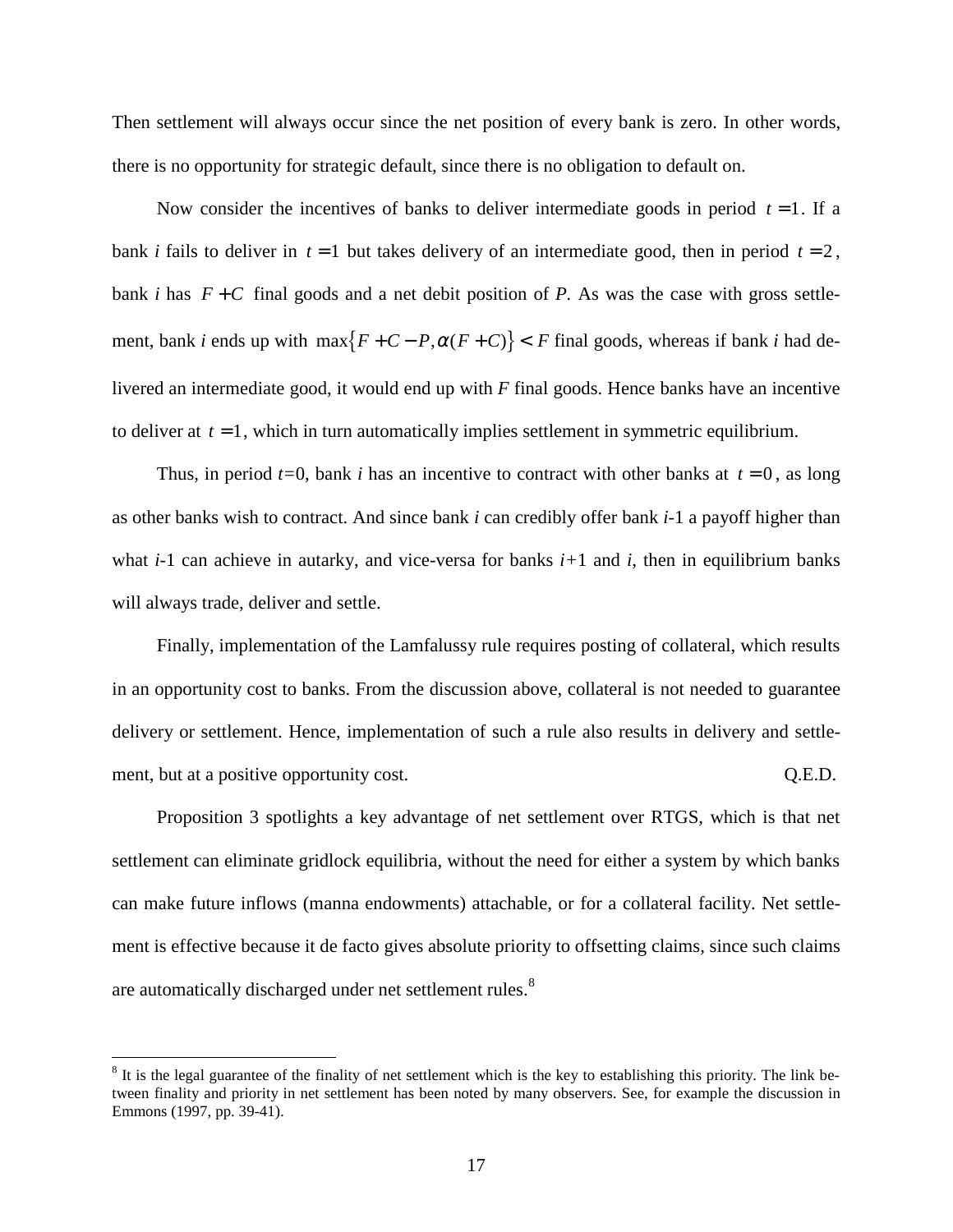Then settlement will always occur since the net position of every bank is zero. In other words, there is no opportunity for strategic default, since there is no obligation to default on.

Now consider the incentives of banks to deliver intermediate goods in period $t = 1$. If a bank *i* fails to deliver in $t = 1$ but takes delivery of an intermediate good, then in period $t = 2$, bank *i* has $F + C$ final goods and a net debit position of *P*. As was the case with gross settlement, bank *i* ends up with $\max\{F + C - P, \alpha(F + C)\} < F$ final goods, whereas if bank *i* had delivered an intermediate good, it would end up with *F* final goods. Hence banks have an incentive to deliver at $t = 1$, which in turn automatically implies settlement in symmetric equilibrium.

Thus, in period $t=0$, bank *i* has an incentive to contract with other banks at $t = 0$, as long as other banks wish to contract. And since bank *i* can credibly offer bank *i*-1 a payoff higher than what *i*-1 can achieve in autarky, and vice-versa for banks *i*+1 and *i*, then in equilibrium banks will always trade, deliver and settle.

Finally, implementation of the Lamfalussy rule requires posting of collateral, which results in an opportunity cost to banks. From the discussion above, collateral is not needed to guarantee delivery or settlement. Hence, implementation of such a rule also results in delivery and settlement, but at a positive opportunity cost. Q.E.D.

Proposition 3 spotlights a key advantage of net settlement over RTGS, which is that net settlement can eliminate gridlock equilibria, without the need for either a system by which banks can make future inflows (manna endowments) attachable, or for a collateral facility. Net settlement is effective because it de facto gives absolute priority to offsetting claims, since such claims are automatically discharged under net settlement rules.[8]

[8] It is the legal guarantee of the finality of net settlement which is the key to establishing this priority. The link between finality and priority in net settlement has been noted by many observers. See, for example the discussion in Emmons (1997, pp. 39-41).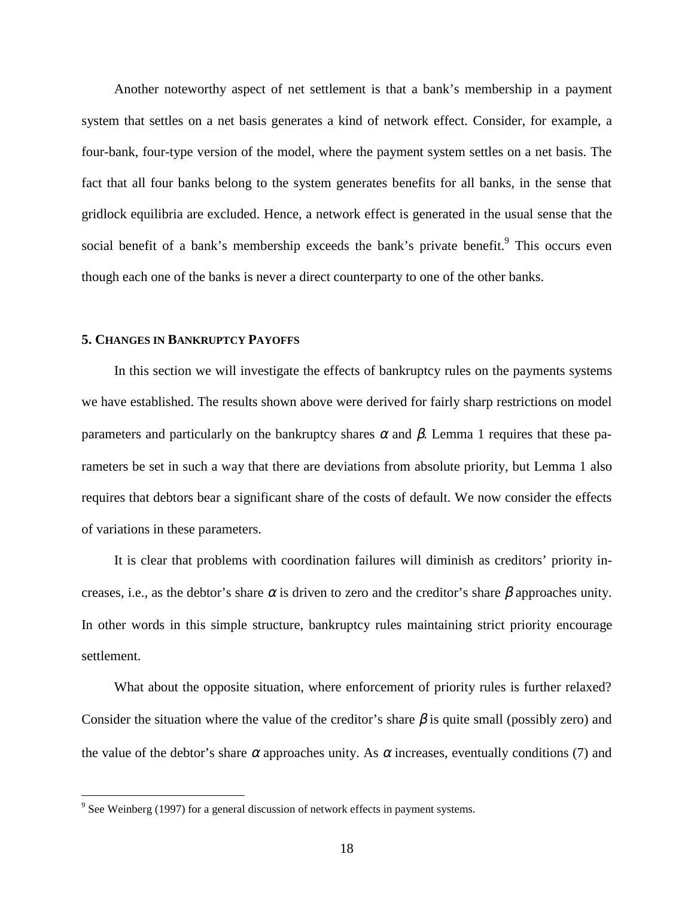Another noteworthy aspect of net settlement is that a bank's membership in a payment system that settles on a net basis generates a kind of network effect. Consider, for example, a four-bank, four-type version of the model, where the payment system settles on a net basis. The fact that all four banks belong to the system generates benefits for all banks, in the sense that gridlock equilibria are excluded. Hence, a network effect is generated in the usual sense that the social benefit of a bank's membership exceeds the bank's private benefit.[9] This occurs even though each one of the banks is never a direct counterparty to one of the other banks.

## 5. Changes in Bankruptcy Payoffs

In this section we will investigate the effects of bankruptcy rules on the payments systems we have established. The results shown above were derived for fairly sharp restrictions on model parameters and particularly on the bankruptcy shares $\alpha$ and $\beta$. Lemma 1 requires that these parameters be set in such a way that there are deviations from absolute priority, but Lemma 1 also requires that debtors bear a significant share of the costs of default. We now consider the effects of variations in these parameters.

It is clear that problems with coordination failures will diminish as creditors' priority increases, i.e., as the debtor's share $\alpha$ is driven to zero and the creditor's share $\beta$ approaches unity. In other words in this simple structure, bankruptcy rules maintaining strict priority encourage settlement.

What about the opposite situation, where enforcement of priority rules is further relaxed? Consider the situation where the value of the creditor's share $\beta$ is quite small (possibly zero) and the value of the debtor's share $\alpha$ approaches unity. As $\alpha$ increases, eventually conditions (7) and

---

[9] See Weinberg (1997) for a general discussion of network effects in payment systems.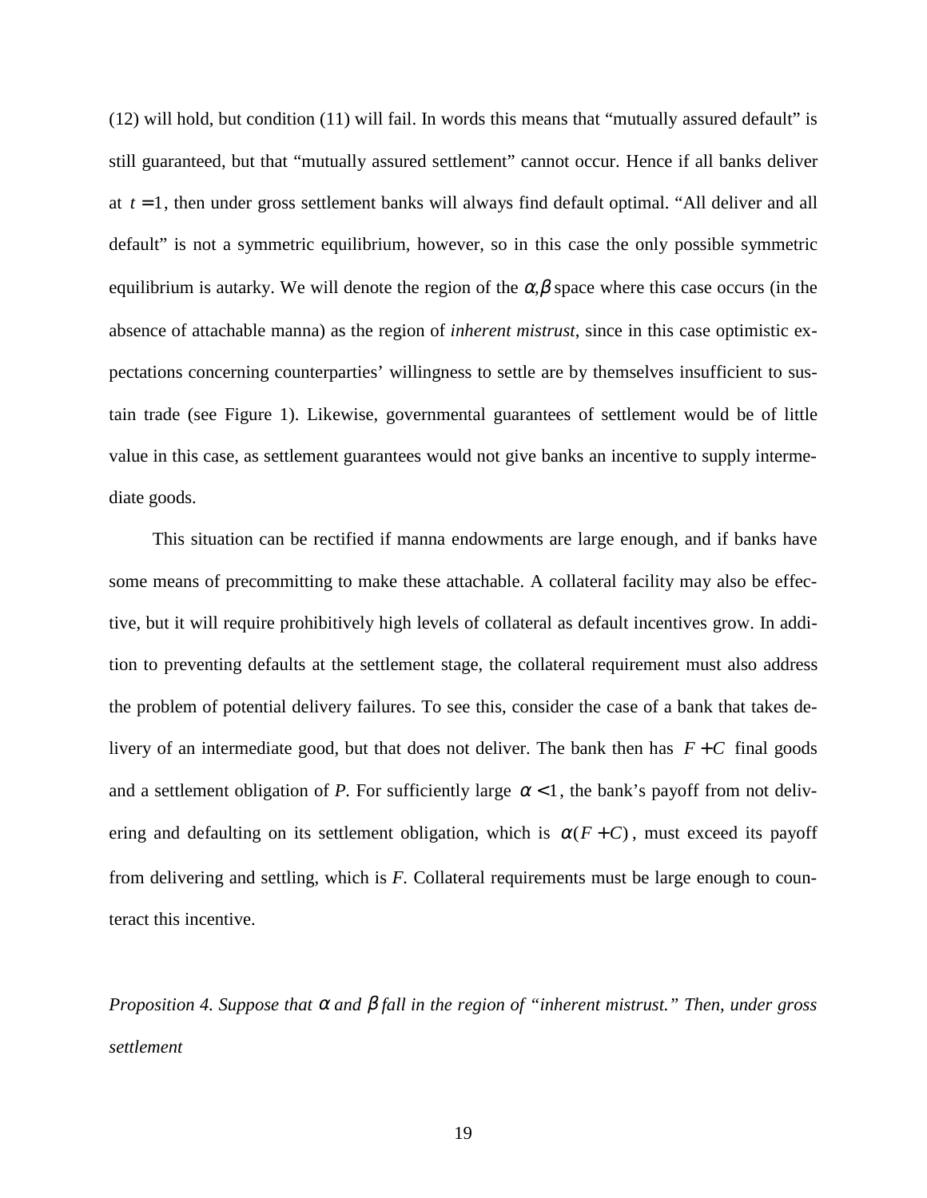(12) will hold, but condition (11) will fail. In words this means that "mutually assured default" is still guaranteed, but that "mutually assured settlement" cannot occur. Hence if all banks deliver at $t = 1$, then under gross settlement banks will always find default optimal. "All deliver and all default" is not a symmetric equilibrium, however, so in this case the only possible symmetric equilibrium is autarky. We will denote the region of the $\alpha,\beta$ space where this case occurs (in the absence of attachable manna) as the region of *inherent mistrust*, since in this case optimistic expectations concerning counterparties' willingness to settle are by themselves insufficient to sustain trade (see Figure 1). Likewise, governmental guarantees of settlement would be of little value in this case, as settlement guarantees would not give banks an incentive to supply intermediate goods.

This situation can be rectified if manna endowments are large enough, and if banks have some means of precommitting to make these attachable. A collateral facility may also be effective, but it will require prohibitively high levels of collateral as default incentives grow. In addition to preventing defaults at the settlement stage, the collateral requirement must also address the problem of potential delivery failures. To see this, consider the case of a bank that takes delivery of an intermediate good, but that does not deliver. The bank then has $F + C$ final goods and a settlement obligation of *P*. For sufficiently large $\alpha < 1$, the bank's payoff from not delivering and defaulting on its settlement obligation, which is $\alpha(F + C)$, must exceed its payoff from delivering and settling, which is *F*. Collateral requirements must be large enough to counteract this incentive.

*Proposition 4. Suppose that $\alpha$ and $\beta$ fall in the region of "inherent mistrust." Then, under gross settlement*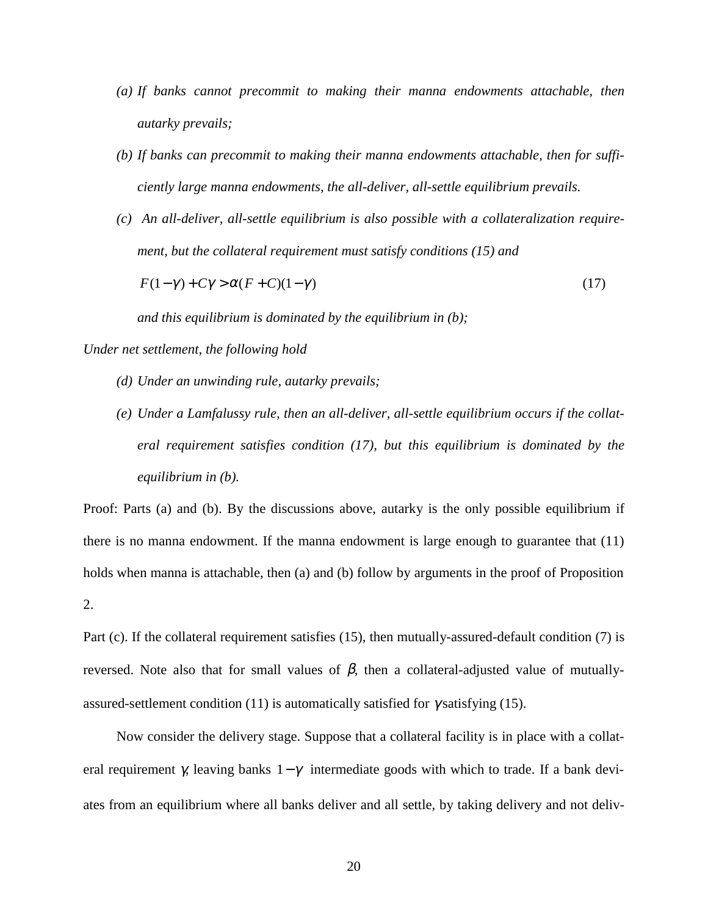*(a) If banks cannot precommit to making their manna endowments attachable, then autarky prevails;*

*(b) If banks can precommit to making their manna endowments attachable, then for sufficiently large manna endowments, the all-deliver, all-settle equilibrium prevails.*

*(c) An all-deliver, all-settle equilibrium is also possible with a collateralization requirement, but the collateral requirement must satisfy conditions (15) and*

$$F(1-\gamma)+C\gamma > \alpha(F+C)(1-\gamma) \tag{17}$$

*and this equilibrium is dominated by the equilibrium in (b);*

*Under net settlement, the following hold*

*(d) Under an unwinding rule, autarky prevails;*

*(e) Under a Lamfalussy rule, then an all-deliver, all-settle equilibrium occurs if the collateral requirement satisfies condition (17), but this equilibrium is dominated by the equilibrium in (b).*

Proof: Parts (a) and (b). By the discussions above, autarky is the only possible equilibrium if there is no manna endowment. If the manna endowment is large enough to guarantee that (11) holds when manna is attachable, then (a) and (b) follow by arguments in the proof of Proposition 2.

Part (c). If the collateral requirement satisfies (15), then mutually-assured-default condition (7) is reversed. Note also that for small values of $\beta$, then a collateral-adjusted value of mutually-assured-settlement condition (11) is automatically satisfied for $\gamma$ satisfying (15).

Now consider the delivery stage. Suppose that a collateral facility is in place with a collateral requirement $\gamma$, leaving banks $1-\gamma$ intermediate goods with which to trade. If a bank deviates from an equilibrium where all banks deliver and all settle, by taking delivery and not deliv-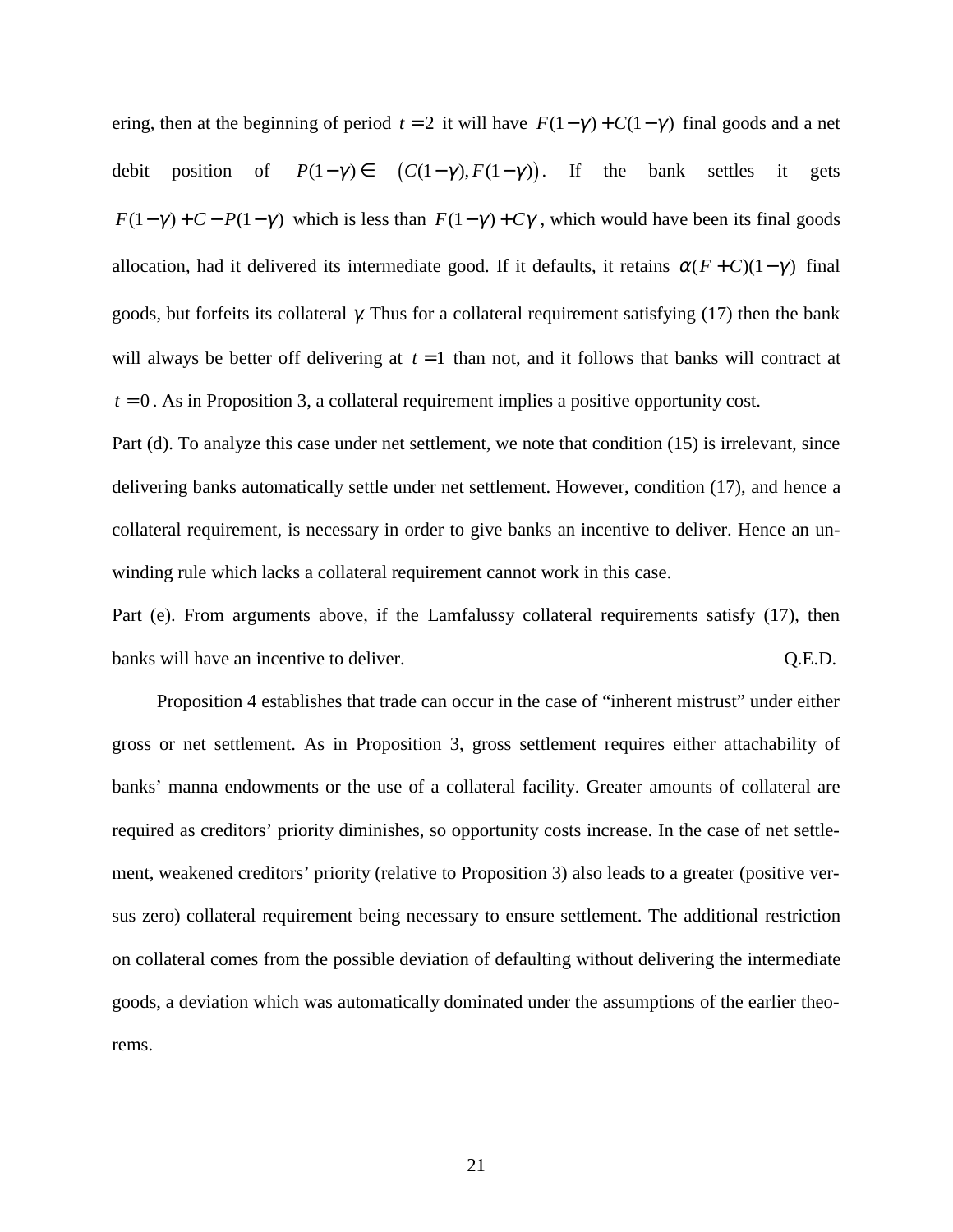ering, then at the beginning of period $t = 2$ it will have $F(1-\gamma) + C(1-\gamma)$ final goods and a net debit position of $P(1-\gamma) \in \left(C(1-\gamma), F(1-\gamma)\right)$. If the bank settles it gets $F(1-\gamma) + C - P(1-\gamma)$ which is less than $F(1-\gamma) + C\gamma$, which would have been its final goods allocation, had it delivered its intermediate good. If it defaults, it retains $\alpha(F+C)(1-\gamma)$ final goods, but forfeits its collateral $\gamma$. Thus for a collateral requirement satisfying (17) then the bank will always be better off delivering at $t = 1$ than not, and it follows that banks will contract at $t = 0$. As in Proposition 3, a collateral requirement implies a positive opportunity cost.

Part (d). To analyze this case under net settlement, we note that condition (15) is irrelevant, since delivering banks automatically settle under net settlement. However, condition (17), and hence a collateral requirement, is necessary in order to give banks an incentive to deliver. Hence an unwinding rule which lacks a collateral requirement cannot work in this case.

Part (e). From arguments above, if the Lamfalussy collateral requirements satisfy (17), then banks will have an incentive to deliver. Q.E.D.

Proposition 4 establishes that trade can occur in the case of "inherent mistrust" under either gross or net settlement. As in Proposition 3, gross settlement requires either attachability of banks' manna endowments or the use of a collateral facility. Greater amounts of collateral are required as creditors' priority diminishes, so opportunity costs increase. In the case of net settlement, weakened creditors' priority (relative to Proposition 3) also leads to a greater (positive versus zero) collateral requirement being necessary to ensure settlement. The additional restriction on collateral comes from the possible deviation of defaulting without delivering the intermediate goods, a deviation which was automatically dominated under the assumptions of the earlier theorems.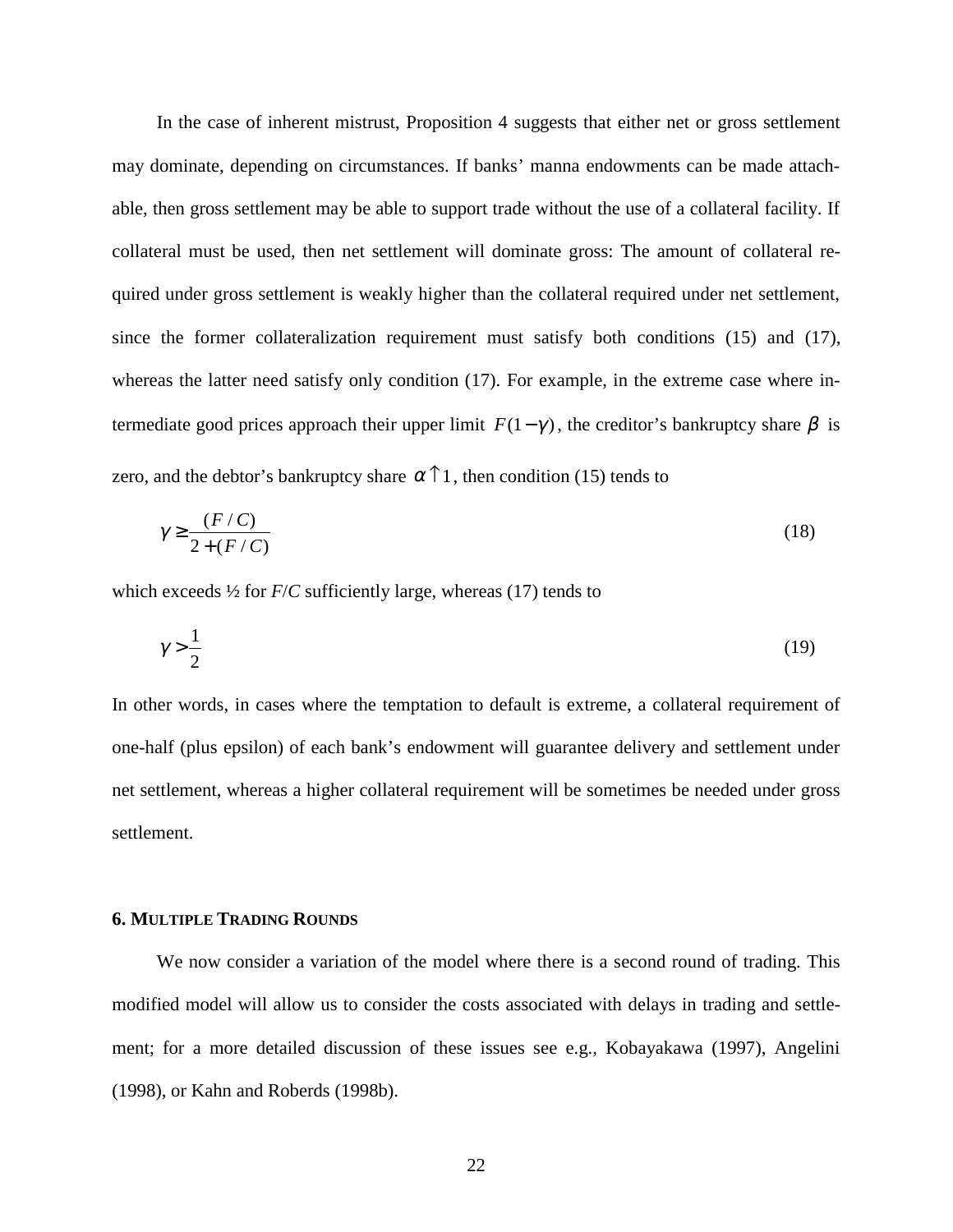In the case of inherent mistrust, Proposition 4 suggests that either net or gross settlement may dominate, depending on circumstances. If banks' manna endowments can be made attachable, then gross settlement may be able to support trade without the use of a collateral facility. If collateral must be used, then net settlement will dominate gross: The amount of collateral required under gross settlement is weakly higher than the collateral required under net settlement, since the former collateralization requirement must satisfy both conditions (15) and (17), whereas the latter need satisfy only condition (17). For example, in the extreme case where intermediate good prices approach their upper limit $F(1-\gamma)$, the creditor's bankruptcy share $\beta$ is zero, and the debtor's bankruptcy share $\alpha \uparrow 1$, then condition (15) tends to

$$\gamma \geq \frac{(F/C)}{2+(F/C)} \tag{18}$$

which exceeds ½ for $F/C$ sufficiently large, whereas (17) tends to

$$\gamma > \frac{1}{2} \tag{19}$$

In other words, in cases where the temptation to default is extreme, a collateral requirement of one-half (plus epsilon) of each bank's endowment will guarantee delivery and settlement under net settlement, whereas a higher collateral requirement will be sometimes be needed under gross settlement.

## 6. MULTIPLE TRADING ROUNDS

We now consider a variation of the model where there is a second round of trading. This modified model will allow us to consider the costs associated with delays in trading and settlement; for a more detailed discussion of these issues see e.g., Kobayakawa (1997), Angelini (1998), or Kahn and Roberds (1998b).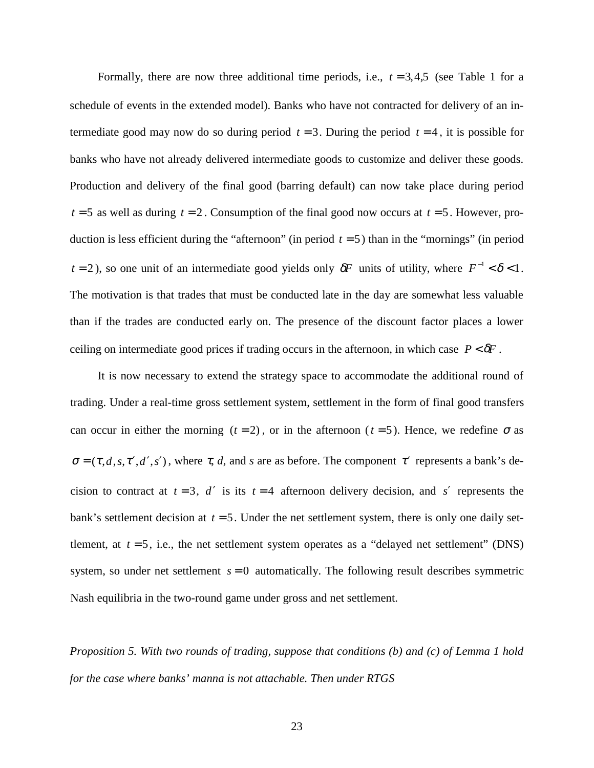Formally, there are now three additional time periods, i.e., $t = 3,4,5$ (see Table 1 for a schedule of events in the extended model). Banks who have not contracted for delivery of an intermediate good may now do so during period $t = 3$. During the period $t = 4$, it is possible for banks who have not already delivered intermediate goods to customize and deliver these goods. Production and delivery of the final good (barring default) can now take place during period $t = 5$ as well as during $t = 2$. Consumption of the final good now occurs at $t = 5$. However, production is less efficient during the "afternoon" (in period $t = 5$) than in the "mornings" (in period $t = 2$), so one unit of an intermediate good yields only $\delta F$ units of utility, where $F^{-1} < \delta < 1$. The motivation is that trades that must be conducted late in the day are somewhat less valuable than if the trades are conducted early on. The presence of the discount factor places a lower ceiling on intermediate good prices if trading occurs in the afternoon, in which case $P < \delta F$.

It is now necessary to extend the strategy space to accommodate the additional round of trading. Under a real-time gross settlement system, settlement in the form of final good transfers can occur in either the morning $(t = 2)$, or in the afternoon ($t = 5$). Hence, we redefine $\sigma$ as $\sigma = (\tau, d, s, \tau', d', s')$, where $\tau$, $d$, and $s$ are as before. The component $\tau'$ represents a bank's decision to contract at $t = 3$, $d'$ is its $t = 4$ afternoon delivery decision, and $s'$ represents the bank's settlement decision at $t = 5$. Under the net settlement system, there is only one daily settlement, at $t = 5$, i.e., the net settlement system operates as a "delayed net settlement" (DNS) system, so under net settlement $s = 0$ automatically. The following result describes symmetric Nash equilibria in the two-round game under gross and net settlement.

*Proposition 5. With two rounds of trading, suppose that conditions (b) and (c) of Lemma 1 hold for the case where banks' manna is not attachable. Then under RTGS*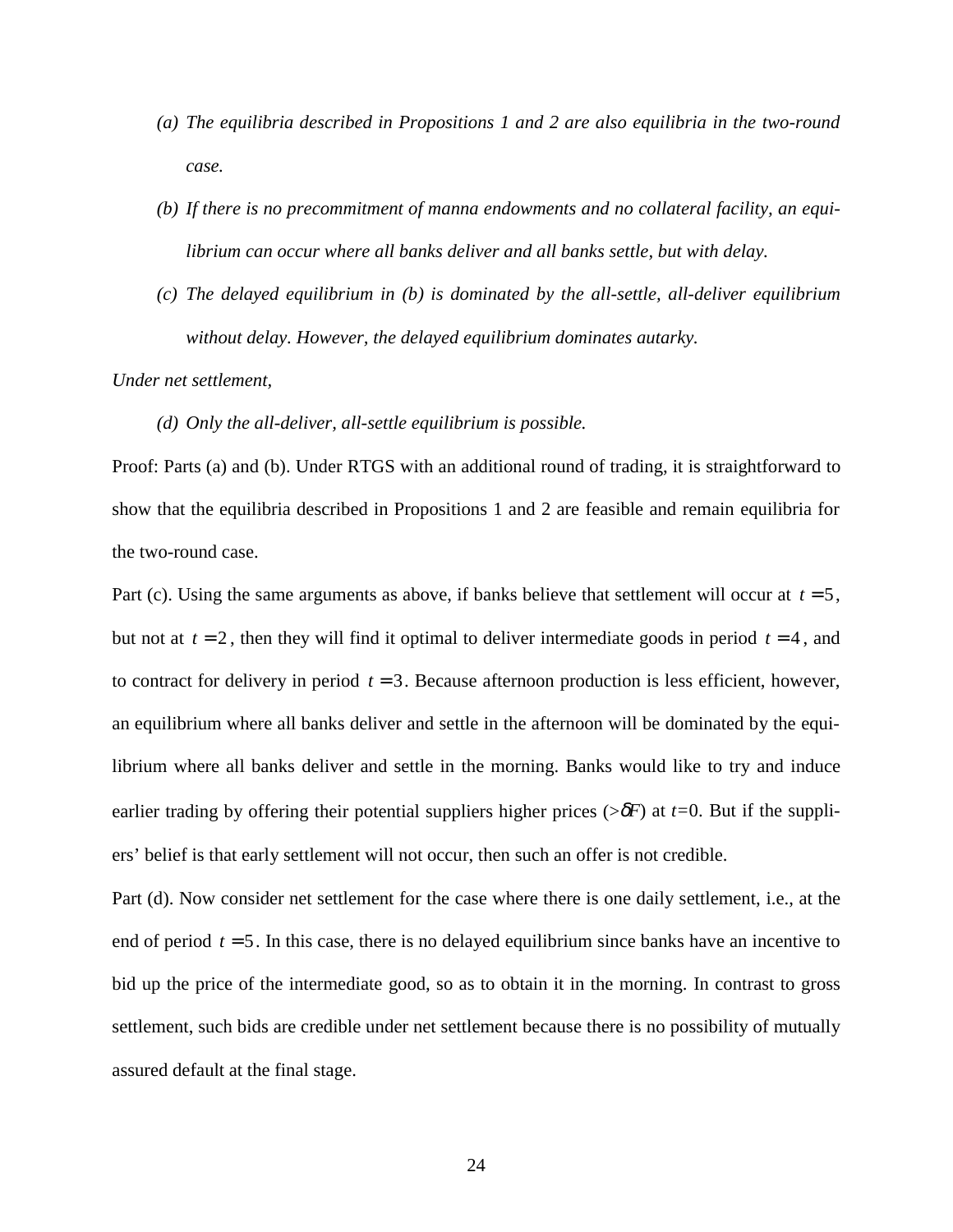*(a) The equilibria described in Propositions 1 and 2 are also equilibria in the two-round case.*

*(b) If there is no precommitment of manna endowments and no collateral facility, an equilibrium can occur where all banks deliver and all banks settle, but with delay.*

*(c) The delayed equilibrium in (b) is dominated by the all-settle, all-deliver equilibrium without delay. However, the delayed equilibrium dominates autarky.*

*Under net settlement,*

*(d) Only the all-deliver, all-settle equilibrium is possible.*

Proof: Parts (a) and (b). Under RTGS with an additional round of trading, it is straightforward to show that the equilibria described in Propositions 1 and 2 are feasible and remain equilibria for the two-round case.

Part (c). Using the same arguments as above, if banks believe that settlement will occur at $t = 5$, but not at $t = 2$, then they will find it optimal to deliver intermediate goods in period $t = 4$, and to contract for delivery in period $t = 3$. Because afternoon production is less efficient, however, an equilibrium where all banks deliver and settle in the afternoon will be dominated by the equilibrium where all banks deliver and settle in the morning. Banks would like to try and induce earlier trading by offering their potential suppliers higher prices ($>\delta F$) at $t=0$. But if the suppliers' belief is that early settlement will not occur, then such an offer is not credible.

Part (d). Now consider net settlement for the case where there is one daily settlement, i.e., at the end of period $t = 5$. In this case, there is no delayed equilibrium since banks have an incentive to bid up the price of the intermediate good, so as to obtain it in the morning. In contrast to gross settlement, such bids are credible under net settlement because there is no possibility of mutually assured default at the final stage.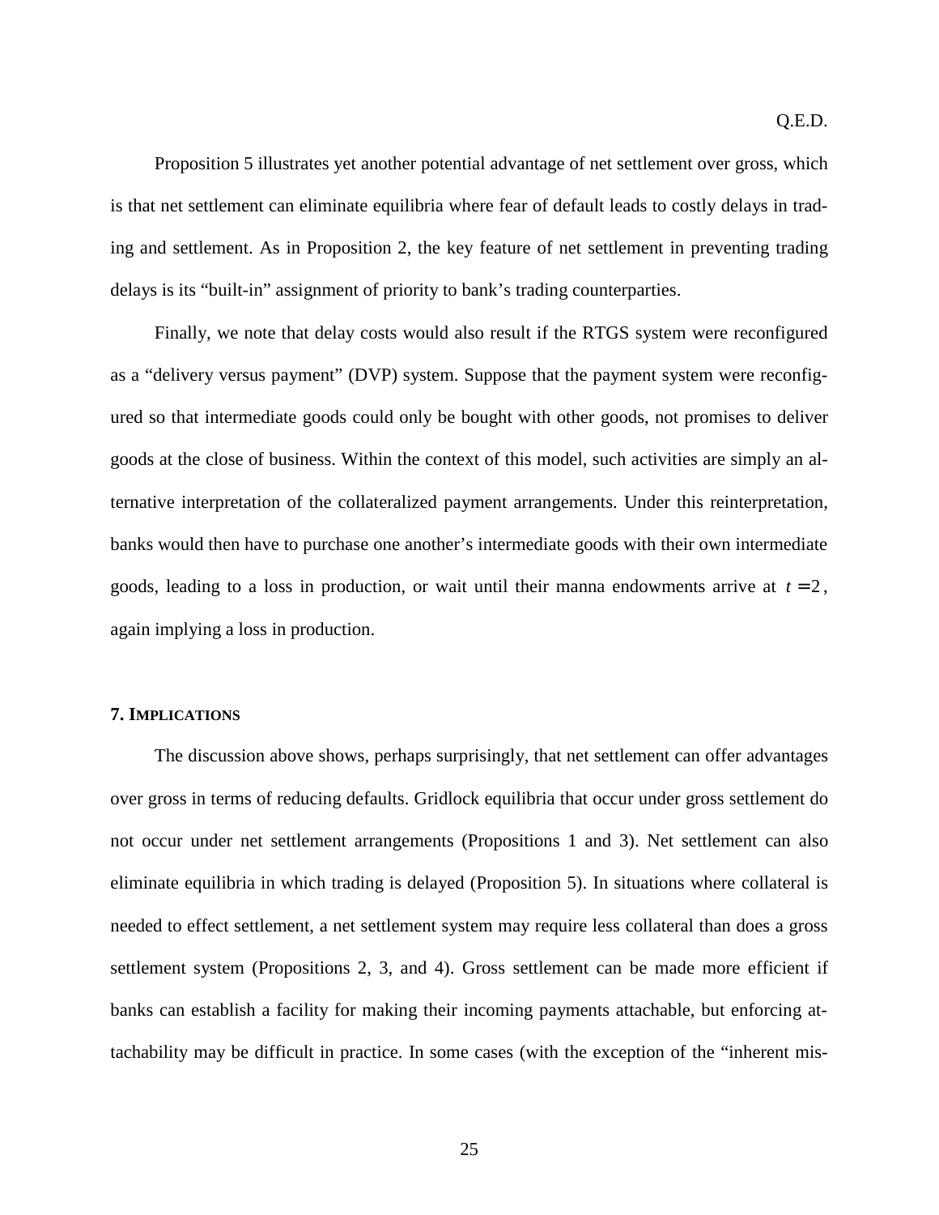Q.E.D.

Proposition 5 illustrates yet another potential advantage of net settlement over gross, which is that net settlement can eliminate equilibria where fear of default leads to costly delays in trading and settlement. As in Proposition 2, the key feature of net settlement in preventing trading delays is its "built-in" assignment of priority to bank's trading counterparties.

Finally, we note that delay costs would also result if the RTGS system were reconfigured as a "delivery versus payment" (DVP) system. Suppose that the payment system were reconfigured so that intermediate goods could only be bought with other goods, not promises to deliver goods at the close of business. Within the context of this model, such activities are simply an alternative interpretation of the collateralized payment arrangements. Under this reinterpretation, banks would then have to purchase one another's intermediate goods with their own intermediate goods, leading to a loss in production, or wait until their manna endowments arrive at $t = 2$, again implying a loss in production.

### 7. IMPLICATIONS

The discussion above shows, perhaps surprisingly, that net settlement can offer advantages over gross in terms of reducing defaults. Gridlock equilibria that occur under gross settlement do not occur under net settlement arrangements (Propositions 1 and 3). Net settlement can also eliminate equilibria in which trading is delayed (Proposition 5). In situations where collateral is needed to effect settlement, a net settlement system may require less collateral than does a gross settlement system (Propositions 2, 3, and 4). Gross settlement can be made more efficient if banks can establish a facility for making their incoming payments attachable, but enforcing attachability may be difficult in practice. In some cases (with the exception of the "inherent mis-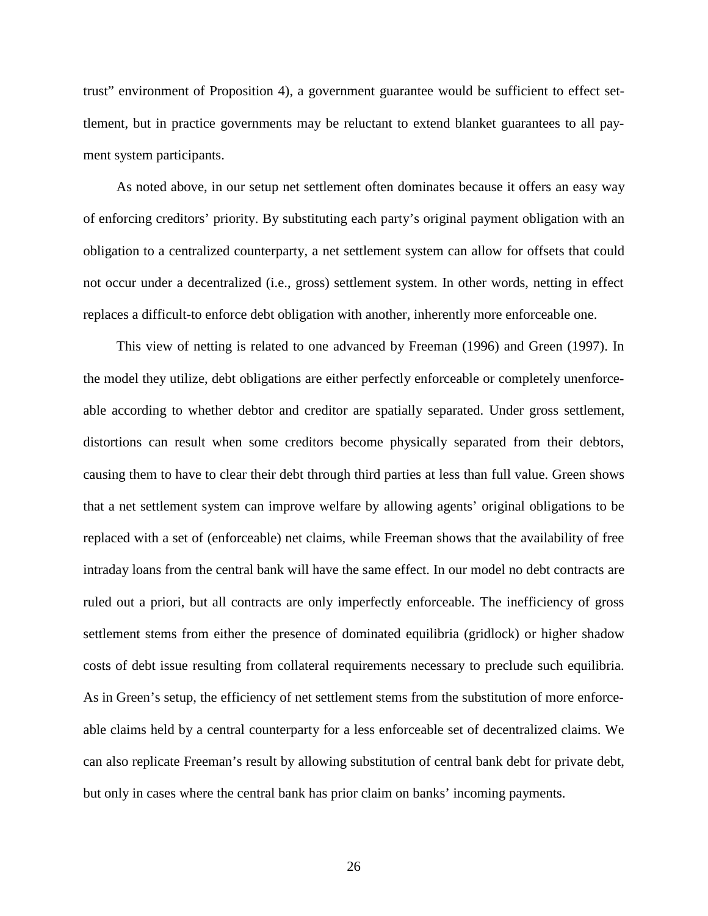trust" environment of Proposition 4), a government guarantee would be sufficient to effect settlement, but in practice governments may be reluctant to extend blanket guarantees to all payment system participants.

As noted above, in our setup net settlement often dominates because it offers an easy way of enforcing creditors' priority. By substituting each party's original payment obligation with an obligation to a centralized counterparty, a net settlement system can allow for offsets that could not occur under a decentralized (i.e., gross) settlement system. In other words, netting in effect replaces a difficult-to enforce debt obligation with another, inherently more enforceable one.

This view of netting is related to one advanced by Freeman (1996) and Green (1997). In the model they utilize, debt obligations are either perfectly enforceable or completely unenforceable according to whether debtor and creditor are spatially separated. Under gross settlement, distortions can result when some creditors become physically separated from their debtors, causing them to have to clear their debt through third parties at less than full value. Green shows that a net settlement system can improve welfare by allowing agents' original obligations to be replaced with a set of (enforceable) net claims, while Freeman shows that the availability of free intraday loans from the central bank will have the same effect. In our model no debt contracts are ruled out a priori, but all contracts are only imperfectly enforceable. The inefficiency of gross settlement stems from either the presence of dominated equilibria (gridlock) or higher shadow costs of debt issue resulting from collateral requirements necessary to preclude such equilibria. As in Green's setup, the efficiency of net settlement stems from the substitution of more enforceable claims held by a central counterparty for a less enforceable set of decentralized claims. We can also replicate Freeman's result by allowing substitution of central bank debt for private debt, but only in cases where the central bank has prior claim on banks' incoming payments.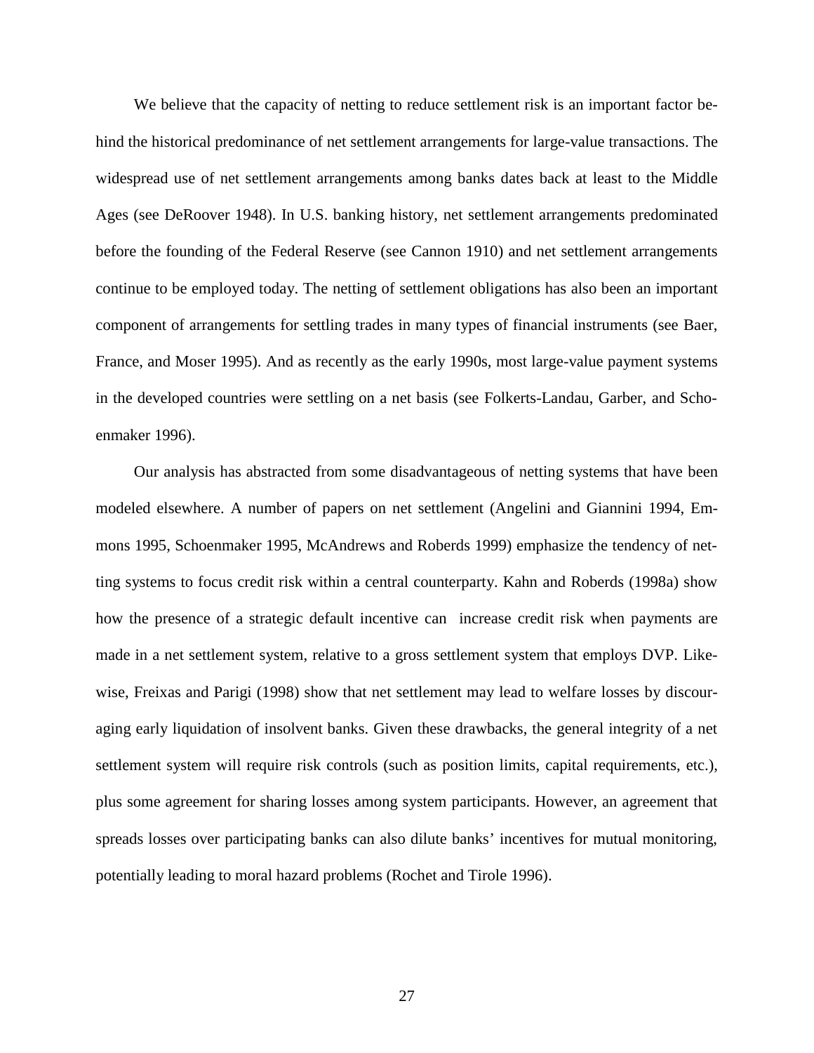We believe that the capacity of netting to reduce settlement risk is an important factor behind the historical predominance of net settlement arrangements for large-value transactions. The widespread use of net settlement arrangements among banks dates back at least to the Middle Ages (see DeRoover 1948). In U.S. banking history, net settlement arrangements predominated before the founding of the Federal Reserve (see Cannon 1910) and net settlement arrangements continue to be employed today. The netting of settlement obligations has also been an important component of arrangements for settling trades in many types of financial instruments (see Baer, France, and Moser 1995). And as recently as the early 1990s, most large-value payment systems in the developed countries were settling on a net basis (see Folkerts-Landau, Garber, and Schoenmaker 1996).

Our analysis has abstracted from some disadvantageous of netting systems that have been modeled elsewhere. A number of papers on net settlement (Angelini and Giannini 1994, Emmons 1995, Schoenmaker 1995, McAndrews and Roberds 1999) emphasize the tendency of netting systems to focus credit risk within a central counterparty. Kahn and Roberds (1998a) show how the presence of a strategic default incentive can increase credit risk when payments are made in a net settlement system, relative to a gross settlement system that employs DVP. Likewise, Freixas and Parigi (1998) show that net settlement may lead to welfare losses by discouraging early liquidation of insolvent banks. Given these drawbacks, the general integrity of a net settlement system will require risk controls (such as position limits, capital requirements, etc.), plus some agreement for sharing losses among system participants. However, an agreement that spreads losses over participating banks can also dilute banks' incentives for mutual monitoring, potentially leading to moral hazard problems (Rochet and Tirole 1996).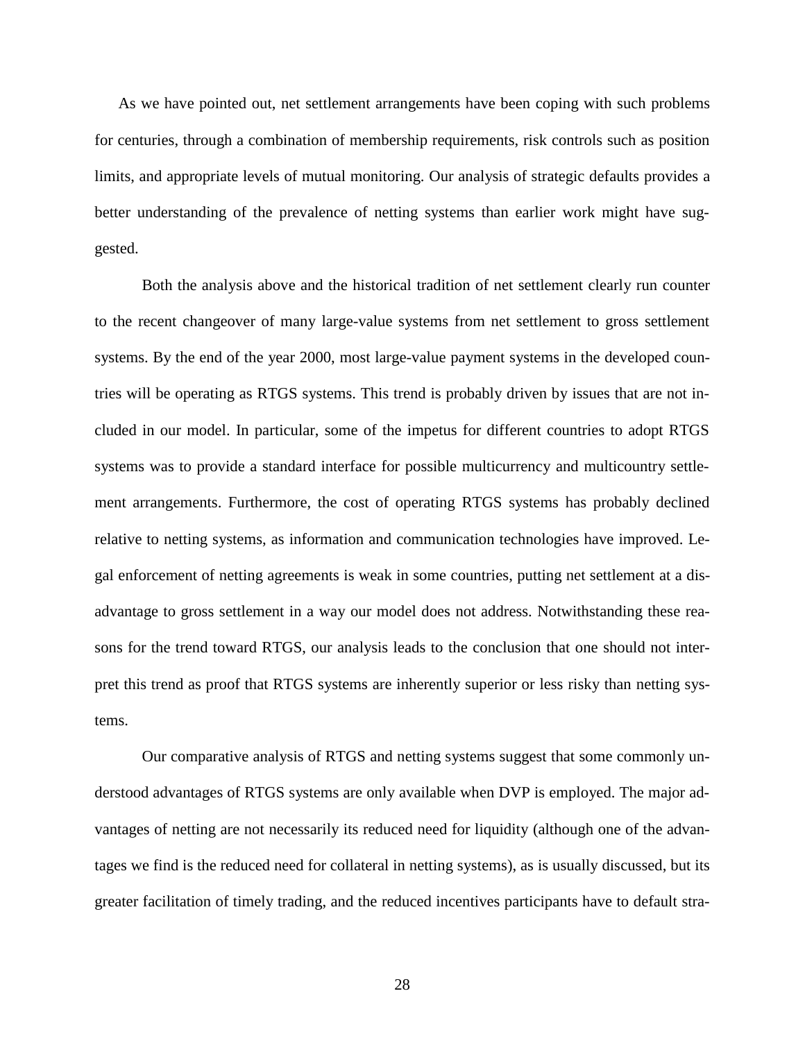As we have pointed out, net settlement arrangements have been coping with such problems for centuries, through a combination of membership requirements, risk controls such as position limits, and appropriate levels of mutual monitoring. Our analysis of strategic defaults provides a better understanding of the prevalence of netting systems than earlier work might have suggested.

Both the analysis above and the historical tradition of net settlement clearly run counter to the recent changeover of many large-value systems from net settlement to gross settlement systems. By the end of the year 2000, most large-value payment systems in the developed countries will be operating as RTGS systems. This trend is probably driven by issues that are not included in our model. In particular, some of the impetus for different countries to adopt RTGS systems was to provide a standard interface for possible multicurrency and multicountry settlement arrangements. Furthermore, the cost of operating RTGS systems has probably declined relative to netting systems, as information and communication technologies have improved. Legal enforcement of netting agreements is weak in some countries, putting net settlement at a disadvantage to gross settlement in a way our model does not address. Notwithstanding these reasons for the trend toward RTGS, our analysis leads to the conclusion that one should not interpret this trend as proof that RTGS systems are inherently superior or less risky than netting systems.

Our comparative analysis of RTGS and netting systems suggest that some commonly understood advantages of RTGS systems are only available when DVP is employed. The major advantages of netting are not necessarily its reduced need for liquidity (although one of the advantages we find is the reduced need for collateral in netting systems), as is usually discussed, but its greater facilitation of timely trading, and the reduced incentives participants have to default stra-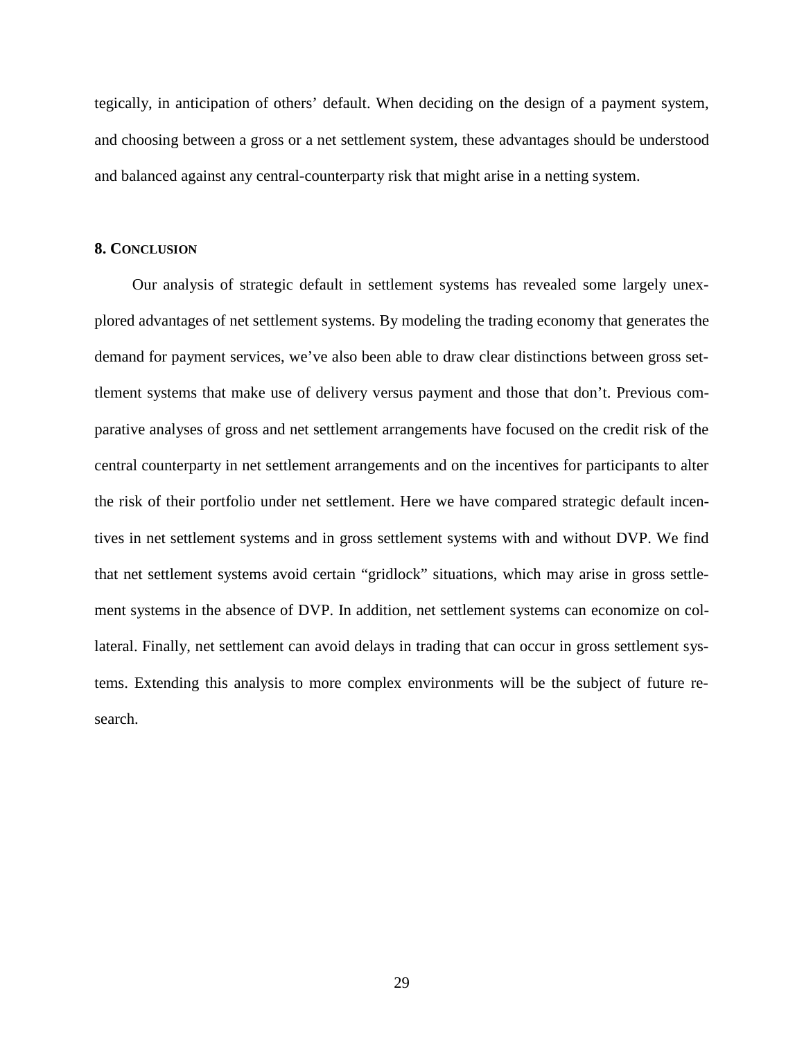tegically, in anticipation of others' default. When deciding on the design of a payment system, and choosing between a gross or a net settlement system, these advantages should be understood and balanced against any central-counterparty risk that might arise in a netting system.

## 8. CONCLUSION

Our analysis of strategic default in settlement systems has revealed some largely unexplored advantages of net settlement systems. By modeling the trading economy that generates the demand for payment services, we've also been able to draw clear distinctions between gross settlement systems that make use of delivery versus payment and those that don't. Previous comparative analyses of gross and net settlement arrangements have focused on the credit risk of the central counterparty in net settlement arrangements and on the incentives for participants to alter the risk of their portfolio under net settlement. Here we have compared strategic default incentives in net settlement systems and in gross settlement systems with and without DVP. We find that net settlement systems avoid certain "gridlock" situations, which may arise in gross settlement systems in the absence of DVP. In addition, net settlement systems can economize on collateral. Finally, net settlement can avoid delays in trading that can occur in gross settlement systems. Extending this analysis to more complex environments will be the subject of future research.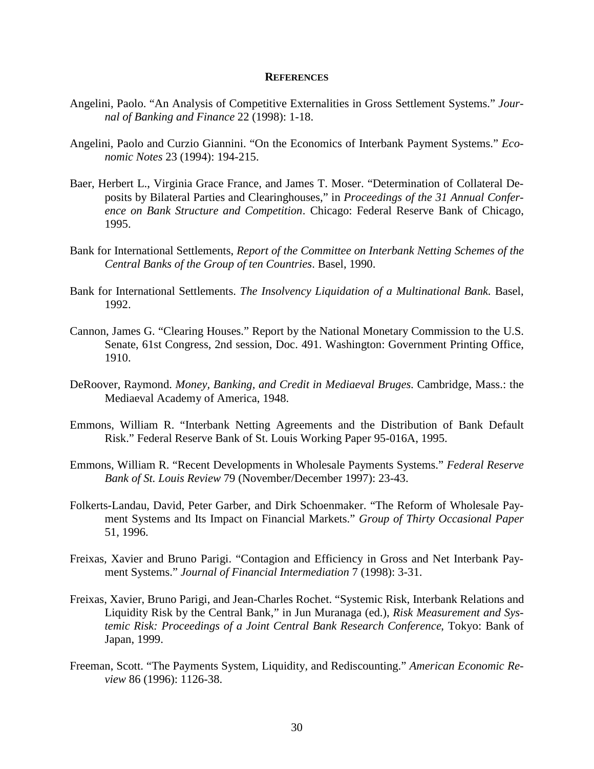## References

Angelini, Paolo. "An Analysis of Competitive Externalities in Gross Settlement Systems." *Journal of Banking and Finance* 22 (1998): 1-18.

Angelini, Paolo and Curzio Giannini. "On the Economics of Interbank Payment Systems." *Economic Notes* 23 (1994): 194-215.

Baer, Herbert L., Virginia Grace France, and James T. Moser. "Determination of Collateral Deposits by Bilateral Parties and Clearinghouses," in *Proceedings of the 31 Annual Conference on Bank Structure and Competition*. Chicago: Federal Reserve Bank of Chicago, 1995.

Bank for International Settlements, *Report of the Committee on Interbank Netting Schemes of the Central Banks of the Group of ten Countries*. Basel, 1990.

Bank for International Settlements. *The Insolvency Liquidation of a Multinational Bank.* Basel, 1992.

Cannon, James G. "Clearing Houses." Report by the National Monetary Commission to the U.S. Senate, 61st Congress, 2nd session, Doc. 491. Washington: Government Printing Office, 1910.

DeRoover, Raymond. *Money, Banking, and Credit in Mediaeval Bruges*. Cambridge, Mass.: the Mediaeval Academy of America, 1948.

Emmons, William R. "Interbank Netting Agreements and the Distribution of Bank Default Risk." Federal Reserve Bank of St. Louis Working Paper 95-016A, 1995.

Emmons, William R. "Recent Developments in Wholesale Payments Systems." *Federal Reserve Bank of St. Louis Review* 79 (November/December 1997): 23-43.

Folkerts-Landau, David, Peter Garber, and Dirk Schoenmaker. "The Reform of Wholesale Payment Systems and Its Impact on Financial Markets." *Group of Thirty Occasional Paper* 51, 1996.

Freixas, Xavier and Bruno Parigi. "Contagion and Efficiency in Gross and Net Interbank Payment Systems." *Journal of Financial Intermediation* 7 (1998): 3-31.

Freixas, Xavier, Bruno Parigi, and Jean-Charles Rochet. "Systemic Risk, Interbank Relations and Liquidity Risk by the Central Bank," in Jun Muranaga (ed.), *Risk Measurement and Systemic Risk: Proceedings of a Joint Central Bank Research Conference*, Tokyo: Bank of Japan, 1999.

Freeman, Scott. "The Payments System, Liquidity, and Rediscounting." *American Economic Review* 86 (1996): 1126-38.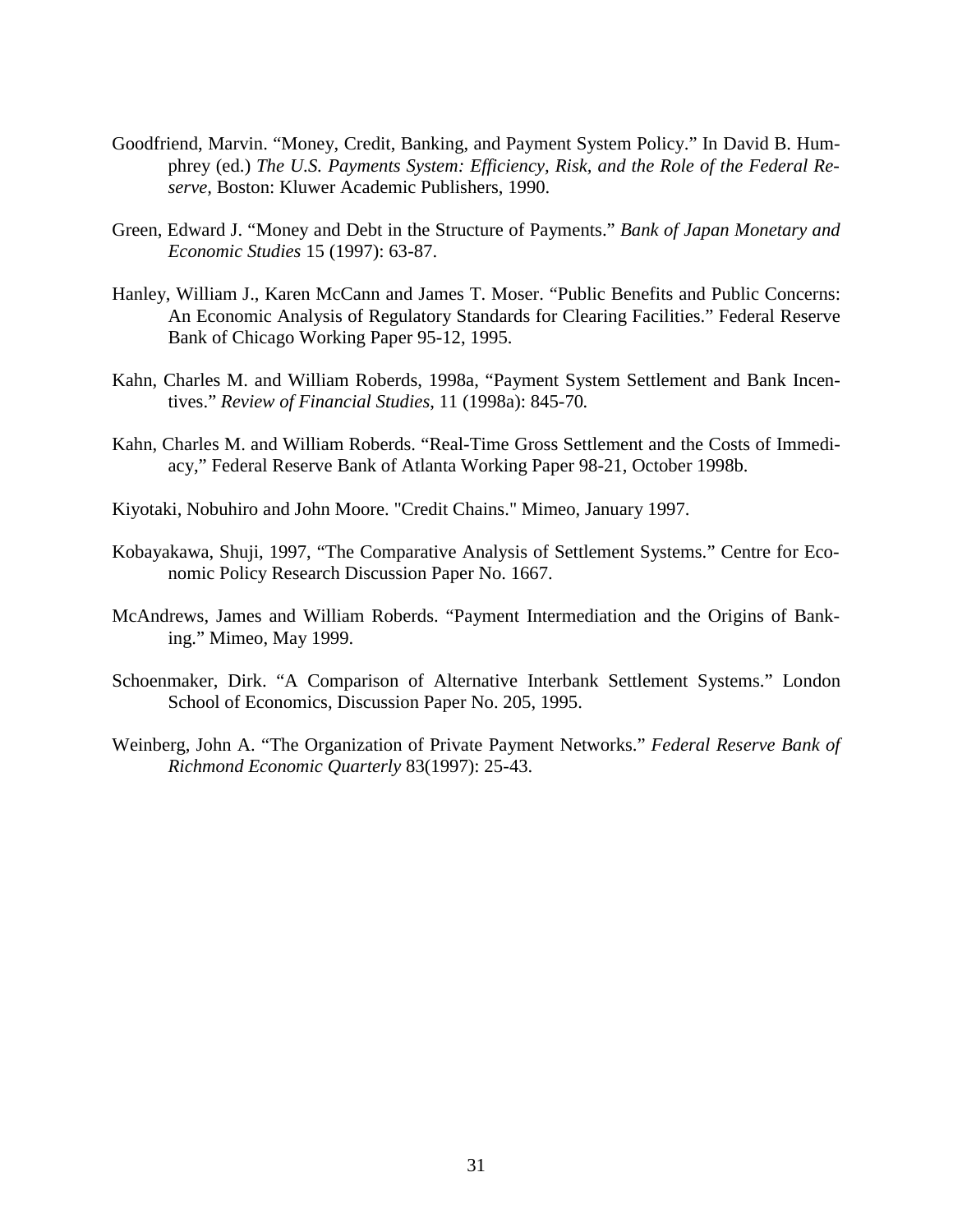Goodfriend, Marvin. "Money, Credit, Banking, and Payment System Policy." In David B. Humphrey (ed.) *The U.S. Payments System: Efficiency, Risk, and the Role of the Federal Reserve*, Boston: Kluwer Academic Publishers, 1990.

Green, Edward J. "Money and Debt in the Structure of Payments." *Bank of Japan Monetary and Economic Studies* 15 (1997): 63-87.

Hanley, William J., Karen McCann and James T. Moser. "Public Benefits and Public Concerns: An Economic Analysis of Regulatory Standards for Clearing Facilities." Federal Reserve Bank of Chicago Working Paper 95-12, 1995.

Kahn, Charles M. and William Roberds, 1998a, "Payment System Settlement and Bank Incentives." *Review of Financial Studies*, 11 (1998a): 845-70.

Kahn, Charles M. and William Roberds. "Real-Time Gross Settlement and the Costs of Immediacy," Federal Reserve Bank of Atlanta Working Paper 98-21, October 1998b.

Kiyotaki, Nobuhiro and John Moore. "Credit Chains." Mimeo, January 1997.

Kobayakawa, Shuji, 1997, "The Comparative Analysis of Settlement Systems." Centre for Economic Policy Research Discussion Paper No. 1667.

McAndrews, James and William Roberds. "Payment Intermediation and the Origins of Banking." Mimeo, May 1999.

Schoenmaker, Dirk. "A Comparison of Alternative Interbank Settlement Systems." London School of Economics, Discussion Paper No. 205, 1995.

Weinberg, John A. "The Organization of Private Payment Networks." *Federal Reserve Bank of Richmond Economic Quarterly* 83(1997): 25-43.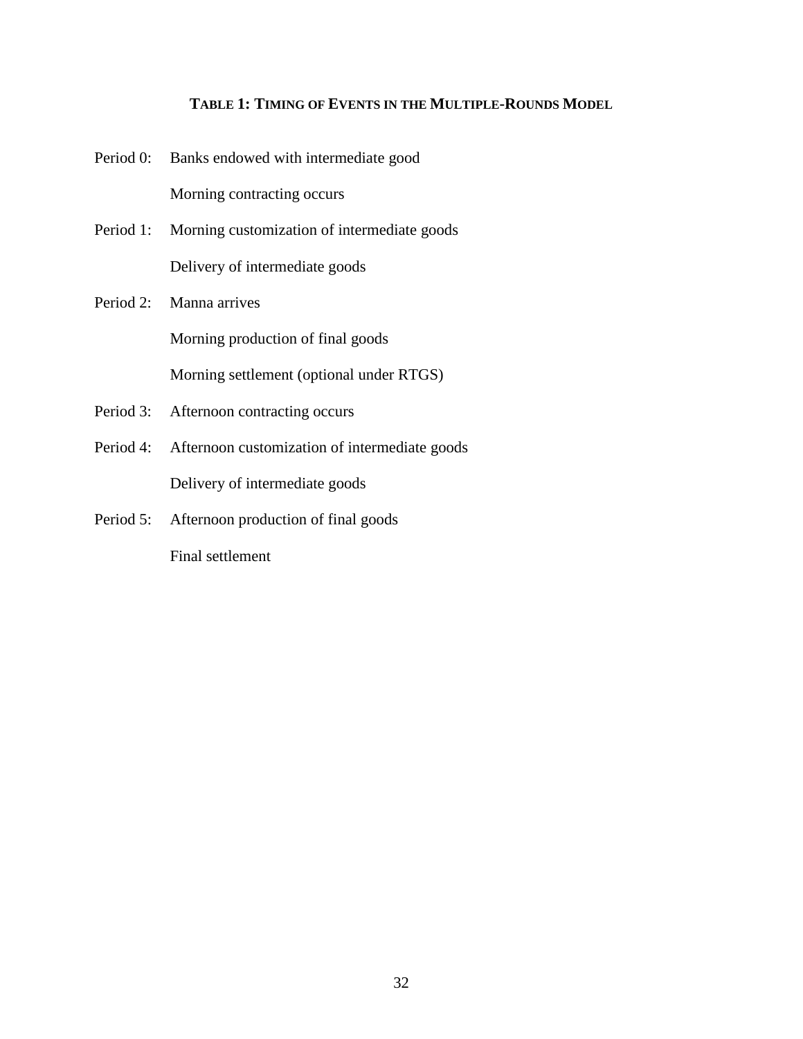**TABLE 1: TIMING OF EVENTS IN THE MULTIPLE-ROUNDS MODEL**

Period 0: Banks endowed with intermediate good

Morning contracting occurs

Period 1: Morning customization of intermediate goods

Delivery of intermediate goods

Period 2: Manna arrives

Morning production of final goods

Morning settlement (optional under RTGS)

Period 3: Afternoon contracting occurs

Period 4: Afternoon customization of intermediate goods

Delivery of intermediate goods

Period 5: Afternoon production of final goods

Final settlement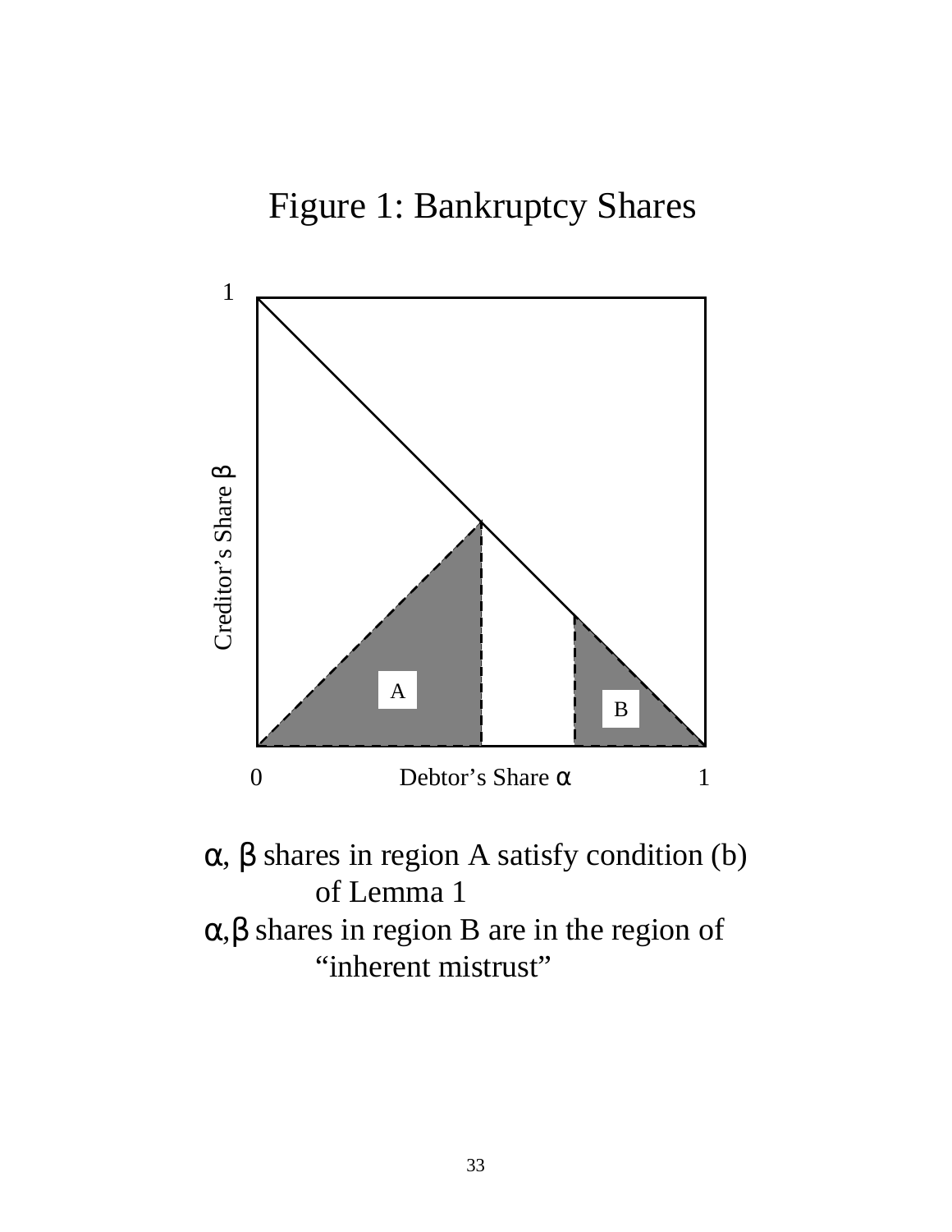# Figure 1: Bankruptcy Shares

1

Creditor's Share $\beta$

A

B

0

Debtor's Share $\alpha$

1

$\alpha$, $\beta$ shares in region A satisfy condition (b) of Lemma 1

$\alpha$,$\beta$ shares in region B are in the region of "inherent mistrust"